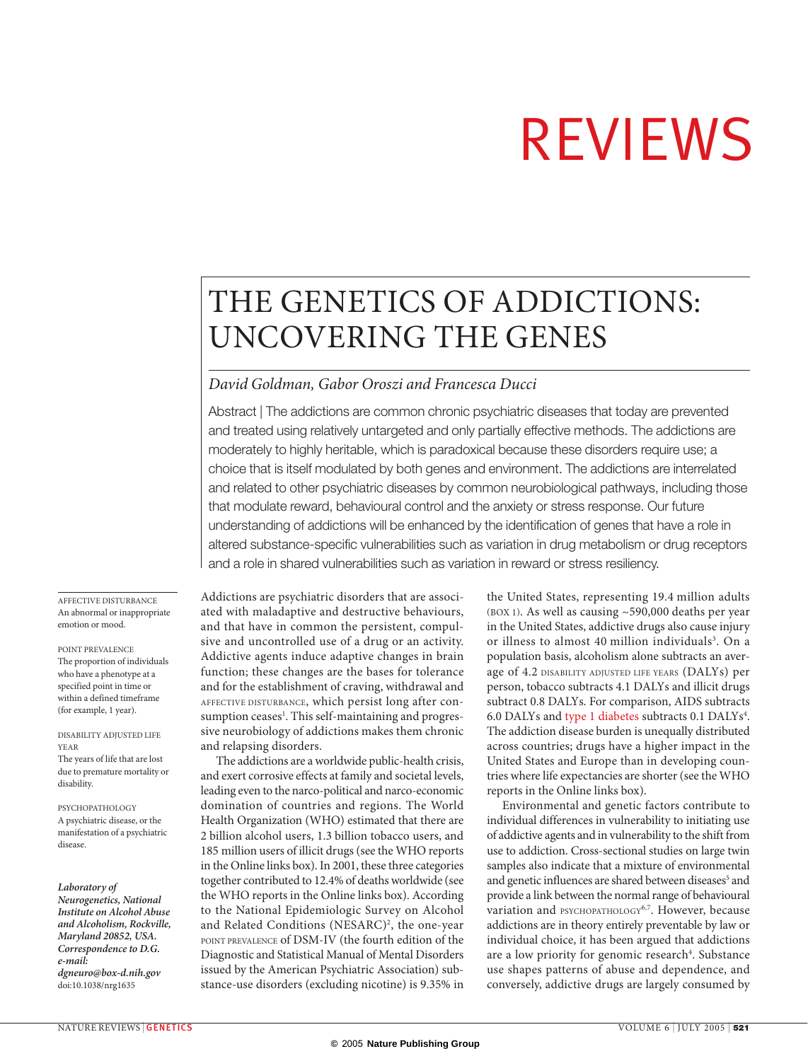# THE GENETICS OF ADDICTIONS: UNCOVERING THE GENES

*David Goldman, Gabor Oroszi and Francesca Ducci*

Abstract | The addictions are common chronic psychiatric diseases that today are prevented and treated using relatively untargeted and only partially effective methods. The addictions are moderately to highly heritable, which is paradoxical because these disorders require use; a choice that is itself modulated by both genes and environment. The addictions are interrelated and related to other psychiatric diseases by common neurobiological pathways, including those that modulate reward, behavioural control and the anxiety or stress response. Our future understanding of addictions will be enhanced by the identification of genes that have a role in altered substance-specific vulnerabilities such as variation in drug metabolism or drug receptors and a role in shared vulnerabilities such as variation in reward or stress resiliency.

AFFECTIVE DISTURBANCE
An abnormal or inappropriate emotion or mood.

POINT PREVALENCE
The proportion of individuals who have a phenotype at a specified point in time or within a defined timeframe (for example, 1 year).

DISABILITY ADJUSTED LIFE YEAR
The years of life that are lost due to premature mortality or disability.

PSYCHOPATHOLOGY
A psychiatric disease, or the manifestation of a psychiatric disease.

*Laboratory of Neurogenetics, National Institute on Alcohol Abuse and Alcoholism, Rockville, Maryland 20852, USA. Correspondence to D.G. e-mail: dgneuro@box-d.nih.gov*
doi:10.1038/nrg1635

Addictions are psychiatric disorders that are associated with maladaptive and destructive behaviours, and that have in common the persistent, compulsive and uncontrolled use of a drug or an activity. Addictive agents induce adaptive changes in brain function; these changes are the bases for tolerance and for the establishment of craving, withdrawal and AFFECTIVE DISTURBANCE, which persist long after consumption ceases[1]. This self-maintaining and progressive neurobiology of addictions makes them chronic and relapsing disorders.

The addictions are a worldwide public-health crisis, and exert corrosive effects at family and societal levels, leading even to the narco-political and narco-economic domination of countries and regions. The World Health Organization (WHO) estimated that there are 2 billion alcohol users, 1.3 billion tobacco users, and 185 million users of illicit drugs (see the WHO reports in the Online links box). In 2001, these three categories together contributed to 12.4% of deaths worldwide (see the WHO reports in the Online links box). According to the National Epidemiologic Survey on Alcohol and Related Conditions (NESARC)[2], the one-year POINT PREVALENCE of DSM-IV (the fourth edition of the Diagnostic and Statistical Manual of Mental Disorders issued by the American Psychiatric Association) substance-use disorders (excluding nicotine) is 9.35% in the United States, representing 19.4 million adults (BOX 1). As well as causing ~590,000 deaths per year in the United States, addictive drugs also cause injury or illness to almost 40 million individuals[3]. On a population basis, alcoholism alone subtracts an average of 4.2 DISABILITY ADJUSTED LIFE YEARS (DALYs) per person, tobacco subtracts 4.1 DALYs and illicit drugs subtract 0.8 DALYs. For comparison, AIDS subtracts 6.0 DALYs and type 1 diabetes subtracts 0.1 DALYs[4]. The addiction disease burden is unequally distributed across countries; drugs have a higher impact in the United States and Europe than in developing countries where life expectancies are shorter (see the WHO reports in the Online links box).

Environmental and genetic factors contribute to individual differences in vulnerability to initiating use of addictive agents and in vulnerability to the shift from use to addiction. Cross-sectional studies on large twin samples also indicate that a mixture of environmental and genetic influences are shared between diseases[5] and provide a link between the normal range of behavioural variation and PSYCHOPATHOLOGY[6,7]. However, because addictions are in theory entirely preventable by law or individual choice, it has been argued that addictions are a low priority for genomic research[4]. Substance use shapes patterns of abuse and dependence, and conversely, addictive drugs are largely consumed by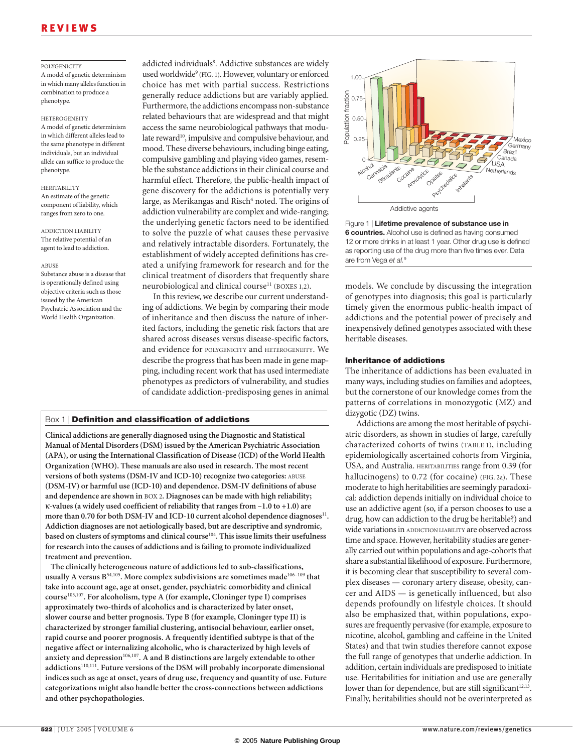POLYGENICITY
A model of genetic determinism in which many alleles function in combination to produce a phenotype.

HETEROGENEITY
A model of genetic determinism in which different alleles lead to the same phenotype in different individuals, but an individual allele can suffice to produce the phenotype.

HERITABILITY
An estimate of the genetic component of liability, which ranges from zero to one.

ADDICTION LIABILITY
The relative potential of an agent to lead to addiction.

ABUSE
Substance abuse is a disease that is operationally defined using objective criteria such as those issued by the American Psychiatric Association and the World Health Organization.

addicted individuals[8]. Addictive substances are widely used worldwide[9] (FIG. 1). However, voluntary or enforced choice has met with partial success. Restrictions generally reduce addictions but are variably applied. Furthermore, the addictions encompass non-substance related behaviours that are widespread and that might access the same neurobiological pathways that modulate reward[10], impulsive and compulsive behaviour, and mood. These diverse behaviours, including binge eating, compulsive gambling and playing video games, resemble the substance addictions in their clinical course and harmful effect. Therefore, the public-health impact of gene discovery for the addictions is potentially very large, as Merikangas and Risch[4] noted. The origins of addiction vulnerability are complex and wide-ranging; the underlying genetic factors need to be identified to solve the puzzle of what causes these pervasive and relatively intractable disorders. Fortunately, the establishment of widely accepted definitions has created a unifying framework for research and for the clinical treatment of disorders that frequently share neurobiological and clinical course[11] (BOXES 1,2).

In this review, we describe our current understanding of addictions. We begin by comparing their mode of inheritance and then discuss the nature of inherited factors, including the genetic risk factors that are shared across diseases versus disease-specific factors, and evidence for POLYGENICITY and HETEROGENEITY. We describe the progress that has been made in gene mapping, including recent work that has used intermediate phenotypes as predictors of vulnerability, and studies of candidate addiction-predisposing genes in animal models. We conclude by discussing the integration of genotypes into diagnosis; this goal is particularly timely given the enormous public-health impact of addictions and the potential power of precisely and inexpensively defined genotypes associated with these heritable diseases.

1.00
0.75
0.50
0.25
0
Population fraction
Alcohol
Cannabis
Stimulants
Cocaine
Anxiolytics
Opiates
Psychedelics
Inhalants
Addictive agents
Mexico
Germany
Brazil
Canada
USA
Netherlands

Figure 1 | **Lifetime prevalence of substance use in 6 countries.** Alcohol use is defined as having consumed 12 or more drinks in at least 1 year. Other drug use is defined as reporting use of the drug more than five times ever. Data are from Vega *et al.*[9]

## Box 1 | Definition and classification of addictions

**Clinical addictions are generally diagnosed using the Diagnostic and Statistical Manual of Mental Disorders (DSM) issued by the American Psychiatric Association (APA), or using the International Classification of Disease (ICD) of the World Health Organization (WHO). These manuals are also used in research. The most recent versions of both systems (DSM-IV and ICD-10) recognize two categories: ABUSE (DSM-IV) or harmful use (ICD-10) and dependence. DSM-IV definitions of abuse and dependence are shown in BOX 2. Diagnoses can be made with high reliability; κ-values (a widely used coefficient of reliability that ranges from –1.0 to +1.0) are more than 0.70 for both DSM-IV and ICD-10 current alcohol dependence diagnoses[11]. Addiction diagnoses are not aetiologically based, but are descriptive and syndromic, based on clusters of symptoms and clinical course[104]. This issue limits their usefulness for research into the causes of addictions and is failing to promote individualized treatment and prevention.**

**The clinically heterogeneous nature of addictions led to sub-classifications, usually A versus B[54,105]. More complex subdivisions are sometimes made[106–109] that take into account age, age at onset, gender, psychiatric comorbidity and clinical course[105,107]. For alcoholism, type A (for example, Cloninger type I) comprises approximately two-thirds of alcoholics and is characterized by later onset, slower course and better prognosis. Type B (for example, Cloninger type II) is characterized by stronger familial clustering, antisocial behaviour, earlier onset, rapid course and poorer prognosis. A frequently identified subtype is that of the negative affect or internalizing alcoholic, who is characterized by high levels of anxiety and depression[106,107]. A and B distinctions are largely extendable to other addictions[110,111]. Future versions of the DSM will probably incorporate dimensional indices such as age at onset, years of drug use, frequency and quantity of use. Future categorizations might also handle better the cross-connections between addictions and other psychopathologies.**

## Inheritance of addictions

The inheritance of addictions has been evaluated in many ways, including studies on families and adoptees, but the cornerstone of our knowledge comes from the patterns of correlations in monozygotic (MZ) and dizygotic (DZ) twins.

Addictions are among the most heritable of psychiatric disorders, as shown in studies of large, carefully characterized cohorts of twins (TABLE 1), including epidemiologically ascertained cohorts from Virginia, USA, and Australia. HERITABILITIES range from 0.39 (for hallucinogens) to 0.72 (for cocaine) (FIG. 2a). These moderate to high heritabilities are seemingly paradoxical: addiction depends initially on individual choice to use an addictive agent (so, if a person chooses to use a drug, how can addiction to the drug be heritable?) and wide variations in ADDICTION LIABILITY are observed across time and space. However, heritability studies are generally carried out within populations and age-cohorts that share a substantial likelihood of exposure. Furthermore, it is becoming clear that susceptibility to several complex diseases — coronary artery disease, obesity, cancer and AIDS — is genetically influenced, but also depends profoundly on lifestyle choices. It should also be emphasized that, within populations, exposures are frequently pervasive (for example, exposure to nicotine, alcohol, gambling and caffeine in the United States) and that twin studies therefore cannot expose the full range of genotypes that underlie addiction. In addition, certain individuals are predisposed to initiate use. Heritabilities for initiation and use are generally lower than for dependence, but are still significant[12,13]. Finally, heritabilities should not be overinterpreted as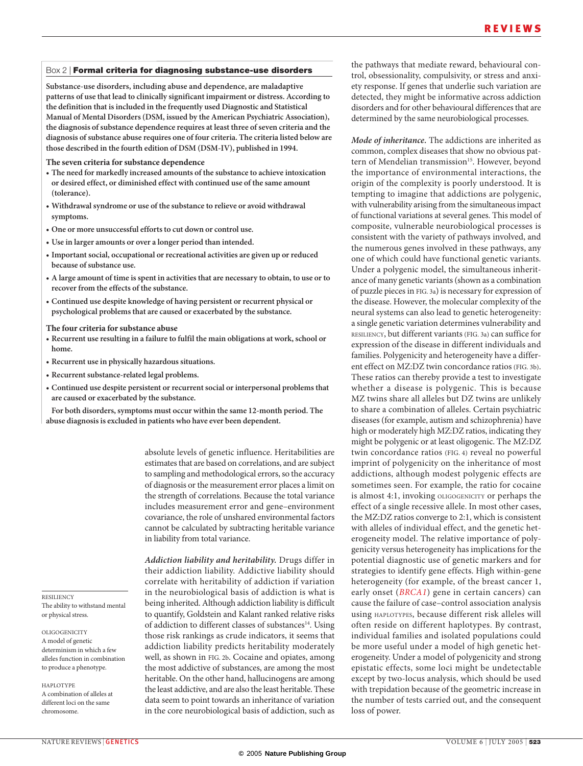## Box 2 | Formal criteria for diagnosing substance-use disorders

**Substance-use disorders, including abuse and dependence, are maladaptive patterns of use that lead to clinically significant impairment or distress. According to the definition that is included in the frequently used Diagnostic and Statistical Manual of Mental Disorders (DSM, issued by the American Psychiatric Association), the diagnosis of substance dependence requires at least three of seven criteria and the diagnosis of substance abuse requires one of four criteria. The criteria listed below are those described in the fourth edition of DSM (DSM-IV), published in 1994.**

**The seven criteria for substance dependence**

- **The need for markedly increased amounts of the substance to achieve intoxication or desired effect, or diminished effect with continued use of the same amount (tolerance).**
- **Withdrawal syndrome or use of the substance to relieve or avoid withdrawal symptoms.**
- **One or more unsuccessful efforts to cut down or control use.**
- **Use in larger amounts or over a longer period than intended.**
- **Important social, occupational or recreational activities are given up or reduced because of substance use.**
- **A large amount of time is spent in activities that are necessary to obtain, to use or to recover from the effects of the substance.**
- **Continued use despite knowledge of having persistent or recurrent physical or psychological problems that are caused or exacerbated by the substance.**

**The four criteria for substance abuse**

- **Recurrent use resulting in a failure to fulfil the main obligations at work, school or home.**
- **Recurrent use in physically hazardous situations.**
- **Recurrent substance-related legal problems.**
- **Continued use despite persistent or recurrent social or interpersonal problems that are caused or exacerbated by the substance.**

**For both disorders, symptoms must occur within the same 12-month period. The abuse diagnosis is excluded in patients who have ever been dependent.**

absolute levels of genetic influence. Heritabilities are estimates that are based on correlations, and are subject to sampling and methodological errors, so the accuracy of diagnosis or the measurement error places a limit on the strength of correlations. Because the total variance includes measurement error and gene–environment covariance, the role of unshared environmental factors cannot be calculated by subtracting heritable variance in liability from total variance.

***Addiction liability and heritability.*** Drugs differ in their addiction liability. Addictive liability should correlate with heritability of addiction if variation in the neurobiological basis of addiction is what is being inherited. Although addiction liability is difficult to quantify, Goldstein and Kalant ranked relative risks of addiction to different classes of substances[14]. Using those risk rankings as crude indicators, it seems that addiction liability predicts heritability moderately well, as shown in FIG. 2b. Cocaine and opiates, among the most addictive of substances, are among the most heritable. On the other hand, hallucinogens are among the least addictive, and are also the least heritable. These data seem to point towards an inheritance of variation in the core neurobiological basis of addiction, such as the pathways that mediate reward, behavioural control, obsessionality, compulsivity, or stress and anxiety response. If genes that underlie such variation are detected, they might be informative across addiction disorders and for other behavioural differences that are determined by the same neurobiological processes.

***Mode of inheritance.*** The addictions are inherited as common, complex diseases that show no obvious pattern of Mendelian transmission[15]. However, beyond the importance of environmental interactions, the origin of the complexity is poorly understood. It is tempting to imagine that addictions are polygenic, with vulnerability arising from the simultaneous impact of functional variations at several genes. This model of composite, vulnerable neurobiological processes is consistent with the variety of pathways involved, and the numerous genes involved in these pathways, any one of which could have functional genetic variants. Under a polygenic model, the simultaneous inheritance of many genetic variants (shown as a combination of puzzle pieces in FIG. 3a) is necessary for expression of the disease. However, the molecular complexity of the neural systems can also lead to genetic heterogeneity: a single genetic variation determines vulnerability and RESILIENCY, but different variants (FIG. 3a) can suffice for expression of the disease in different individuals and families. Polygenicity and heterogeneity have a different effect on MZ:DZ twin concordance ratios (FIG. 3b). These ratios can thereby provide a test to investigate whether a disease is polygenic. This is because MZ twins share all alleles but DZ twins are unlikely to share a combination of alleles. Certain psychiatric diseases (for example, autism and schizophrenia) have high or moderately high MZ:DZ ratios, indicating they might be polygenic or at least oligogenic. The MZ:DZ twin concordance ratios (FIG. 4) reveal no powerful imprint of polygenicity on the inheritance of most addictions, although modest polygenic effects are sometimes seen. For example, the ratio for cocaine is almost 4:1, invoking OLIGOGENICITY or perhaps the effect of a single recessive allele. In most other cases, the MZ:DZ ratios converge to 2:1, which is consistent with alleles of individual effect, and the genetic heterogeneity model. The relative importance of polygenicity versus heterogeneity has implications for the potential diagnostic use of genetic markers and for strategies to identify gene effects. High within-gene heterogeneity (for example, of the breast cancer 1, early onset (*BRCA1*) gene in certain cancers) can cause the failure of case–control association analysis using HAPLOTYPES, because different risk alleles will often reside on different haplotypes. By contrast, individual families and isolated populations could be more useful under a model of high genetic heterogeneity. Under a model of polygenicity and strong epistatic effects, some loci might be undetectable except by two-locus analysis, which should be used with trepidation because of the geometric increase in the number of tests carried out, and the consequent loss of power.

RESILIENCY
The ability to withstand mental or physical stress.

OLIGOGENICITY
A model of genetic determinism in which a few alleles function in combination to produce a phenotype.

HAPLOTYPE
A combination of alleles at different loci on the same chromosome.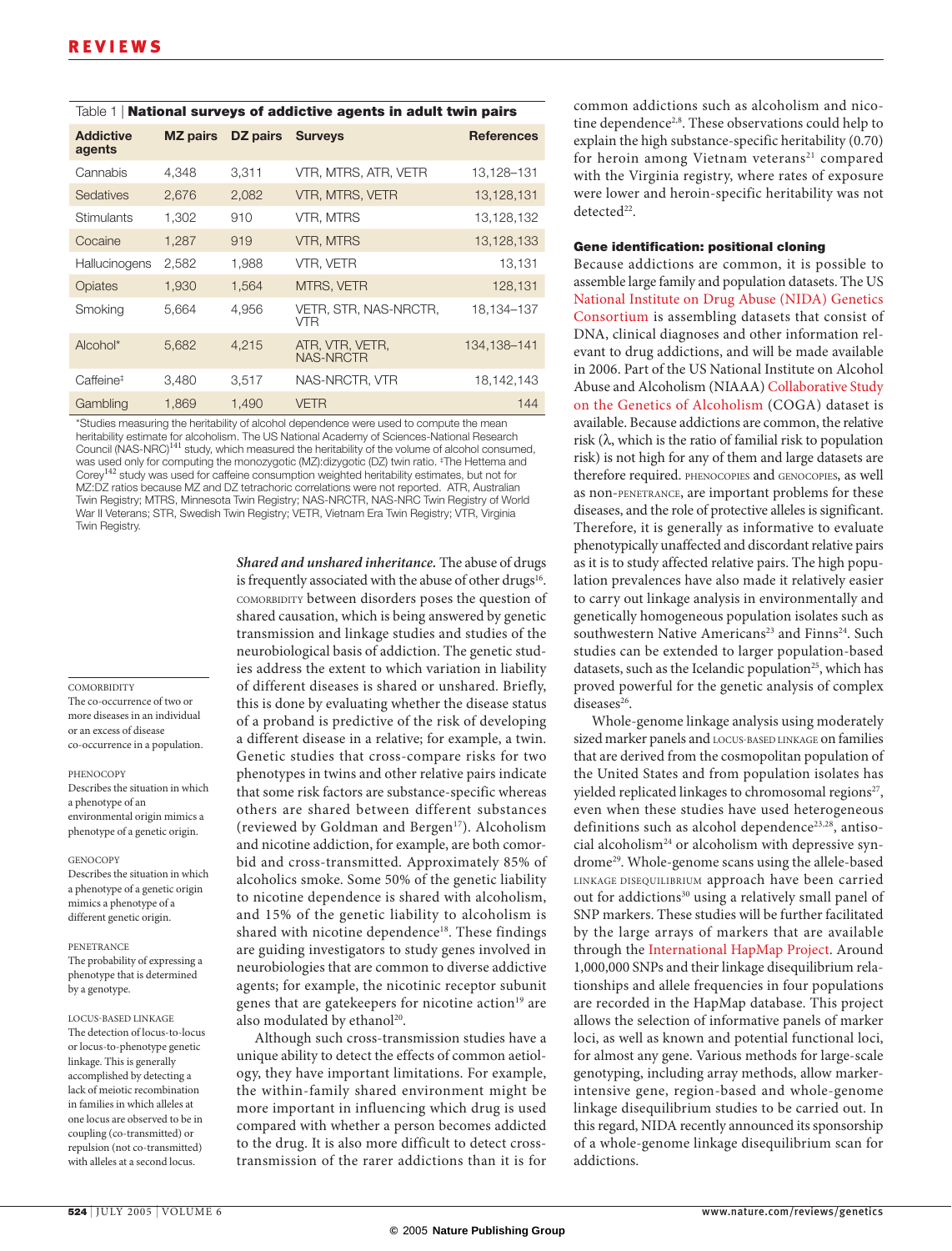Table 1 | **National surveys of addictive agents in adult twin pairs**

| Addictive agents | MZ pairs | DZ pairs | Surveys | References |
|---|---|---|---|---|
| Cannabis | 4,348 | 3,311 | VTR, MTRS, ATR, VETR | 13,128–131 |
| Sedatives | 2,676 | 2,082 | VTR, MTRS, VETR | 13,128,131 |
| Stimulants | 1,302 | 910 | VTR, MTRS | 13,128,132 |
| Cocaine | 1,287 | 919 | VTR, MTRS | 13,128,133 |
| Hallucinogens | 2,582 | 1,988 | VTR, VETR | 13,131 |
| Opiates | 1,930 | 1,564 | MTRS, VETR | 128,131 |
| Smoking | 5,664 | 4,956 | VETR, STR, NAS-NRCTR, VTR | 18,134–137 |
| Alcohol* | 5,682 | 4,215 | ATR, VTR, VETR, NAS-NRCTR | 134,138–141 |
| Caffeine‡ | 3,480 | 3,517 | NAS-NRCTR, VTR | 18,142,143 |
| Gambling | 1,869 | 1,490 | VETR | 144 |

*Studies measuring the heritability of alcohol dependence were used to compute the mean heritability estimate for alcoholism. The US National Academy of Sciences-National Research Council (NAS-NRC)[141] study, which measured the heritability of the volume of alcohol consumed, was used only for computing the monozygotic (MZ):dizygotic (DZ) twin ratio. ‡The Hettema and Corey[142] study was used for caffeine consumption weighted heritability estimates, but not for MZ:DZ ratios because MZ and DZ tetrachoric correlations were not reported. ATR, Australian Twin Registry; MTRS, Minnesota Twin Registry; NAS-NRCTR, NAS-NRC Twin Registry of World War II Veterans; STR, Swedish Twin Registry; VETR, Vietnam Era Twin Registry; VTR, Virginia Twin Registry.

***Shared and unshared inheritance.*** The abuse of drugs is frequently associated with the abuse of other drugs[16]. COMORBIDITY between disorders poses the question of shared causation, which is being answered by genetic transmission and linkage studies and studies of the neurobiological basis of addiction. The genetic studies address the extent to which variation in liability of different diseases is shared or unshared. Briefly, this is done by evaluating whether the disease status of a proband is predictive of the risk of developing a different disease in a relative; for example, a twin. Genetic studies that cross-compare risks for two phenotypes in twins and other relative pairs indicate that some risk factors are substance-specific whereas others are shared between different substances (reviewed by Goldman and Bergen[17]). Alcoholism and nicotine addiction, for example, are both comorbid and cross-transmitted. Approximately 85% of alcoholics smoke. Some 50% of the genetic liability to nicotine dependence is shared with alcoholism, and 15% of the genetic liability to alcoholism is shared with nicotine dependence[18]. These findings are guiding investigators to study genes involved in neurobiologies that are common to diverse addictive agents; for example, the nicotinic receptor subunit genes that are gatekeepers for nicotine action[19] are also modulated by ethanol[20].

Although such cross-transmission studies have a unique ability to detect the effects of common aetiology, they have important limitations. For example, the within-family shared environment might be more important in influencing which drug is used compared with whether a person becomes addicted to the drug. It is also more difficult to detect cross-transmission of the rarer addictions than it is for common addictions such as alcoholism and nicotine dependence[2,8]. These observations could help to explain the high substance-specific heritability (0.70) for heroin among Vietnam veterans[21] compared with the Virginia registry, where rates of exposure were lower and heroin-specific heritability was not detected[22].

COMORBIDITY
The co-occurrence of two or more diseases in an individual or an excess of disease co-occurrence in a population.

PHENOCOPY
Describes the situation in which a phenotype of an environmental origin mimics a phenotype of a genetic origin.

GENOCOPY
Describes the situation in which a phenotype of a genetic origin mimics a phenotype of a different genetic origin.

PENETRANCE
The probability of expressing a phenotype that is determined by a genotype.

LOCUS-BASED LINKAGE
The detection of locus-to-locus or locus-to-phenotype genetic linkage. This is generally accomplished by detecting a lack of meiotic recombination in families in which alleles at one locus are observed to be in coupling (co-transmitted) or repulsion (not co-transmitted) with alleles at a second locus.

## Gene identification: positional cloning

Because addictions are common, it is possible to assemble large family and population datasets. The US National Institute on Drug Abuse (NIDA) Genetics Consortium is assembling datasets that consist of DNA, clinical diagnoses and other information relevant to drug addictions, and will be made available in 2006. Part of the US National Institute on Alcohol Abuse and Alcoholism (NIAAA) Collaborative Study on the Genetics of Alcoholism (COGA) dataset is available. Because addictions are common, the relative risk (λ, which is the ratio of familial risk to population risk) is not high for any of them and large datasets are therefore required. PHENOCOPIES and GENOCOPIES, as well as non-PENETRANCE, are important problems for these diseases, and the role of protective alleles is significant. Therefore, it is generally as informative to evaluate phenotypically unaffected and discordant relative pairs as it is to study affected relative pairs. The high population prevalences have also made it relatively easier to carry out linkage analysis in environmentally and genetically homogeneous population isolates such as southwestern Native Americans[23] and Finns[24]. Such studies can be extended to larger population-based datasets, such as the Icelandic population[25], which has proved powerful for the genetic analysis of complex diseases[26].

Whole-genome linkage analysis using moderately sized marker panels and LOCUS-BASED LINKAGE on families that are derived from the cosmopolitan population of the United States and from population isolates has yielded replicated linkages to chromosomal regions[27], even when these studies have used heterogeneous definitions such as alcohol dependence[23,28], antisocial alcoholism[24] or alcoholism with depressive syndrome[29]. Whole-genome scans using the allele-based LINKAGE DISEQUILIBRIUM approach have been carried out for addictions[30] using a relatively small panel of SNP markers. These studies will be further facilitated by the large arrays of markers that are available through the International HapMap Project. Around 1,000,000 SNPs and their linkage disequilibrium relationships for example, and allele frequencies in four populations are recorded in the HapMap database. This project allows the selection of informative panels of marker loci, as well as known and potential functional loci, for almost any gene. Various methods for large-scale genotyping, including array methods, allow marker-intensive gene, region-based and whole-genome linkage disequilibrium studies to be carried out. In this regard, NIDA recently announced its sponsorship of a whole-genome linkage disequilibrium scan for addictions.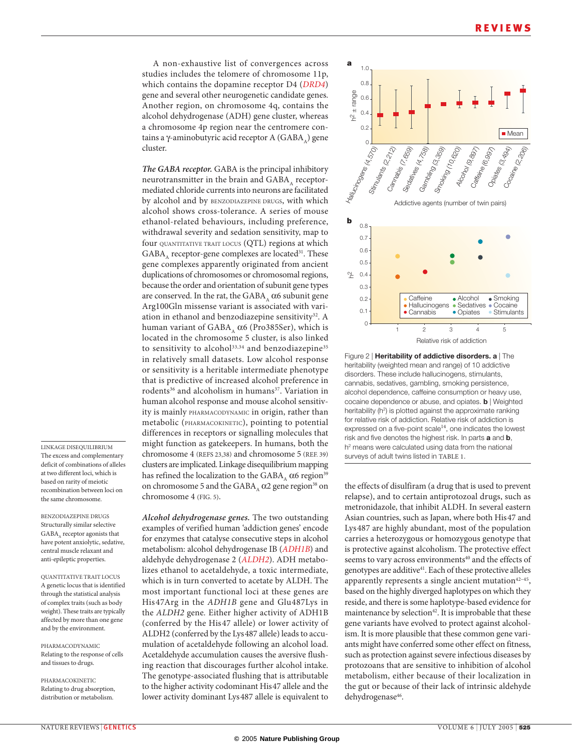A non-exhaustive list of convergences across studies includes the telomere of chromosome 11p, which contains the dopamine receptor D4 (*DRD4*) gene and several other neurogenetic candidate genes. Another region, on chromosome 4q, contains the alcohol dehydrogenase (ADH) gene cluster, whereas a chromosome 4p region near the centromere contains a γ-aminobutyric acid receptor A ($GABA_A$) gene cluster.

***The GABA receptor.*** GABA is the principal inhibitory neurotransmitter in the brain and $GABA_A$ receptor-mediated chloride currents into neurons are facilitated by alcohol and by BENZODIAZEPINE DRUGS, with which alcohol shows cross-tolerance. A series of mouse ethanol-related behaviours, including preference, withdrawal severity and sedation sensitivity, map to four QUANTITATIVE TRAIT LOCUS (QTL) regions at which $GABA_A$ receptor-gene complexes are located[31]. These gene complexes apparently originated from ancient duplications of chromosomes or chromosomal regions, because the order and orientation of subunit gene types are conserved. In the rat, the $GABA_A$ α6 subunit gene Arg100Gln missense variant is associated with variation in ethanol and benzodiazepine sensitivity[32]. A human variant of $GABA_A$ α6 (Pro385Ser), which is located in the chromosome 5 cluster, is also linked to sensitivity to alcohol[33,34] and benzodiazepine[35] in relatively small datasets. Low alcohol response or sensitivity is a heritable intermediate phenotype that is predictive of increased alcohol preference in rodents[36] and alcoholism in humans[37]. Variation in human alcohol response and mouse alcohol sensitivity is mainly PHARMACODYNAMIC in origin, rather than metabolic (PHARMACOKINETIC), pointing to potential differences in receptors or signalling molecules that might function as gatekeepers. In humans, both the chromosome 4 (REFS 23,38) and chromosome 5 (REF. 39) clusters are implicated. Linkage disequilibrium mapping has refined the localization to the $GABA_A$ α6 region[39] on chromosome 5 and the $GABA_A$ α2 gene region[38] on chromosome 4 (FIG. 5).

LINKAGE DISEQUILIBRIUM
The excess and complementary deficit of combinations of alleles at two different loci, which is based on rarity of meiotic recombination between loci on the same chromosome.

BENZODIAZEPINE DRUGS
Structurally similar selective $GABA_A$ receptor agonists that have potent anxiolytic, sedative, central muscle relaxant and anti-epileptic properties.

QUANTITATIVE TRAIT LOCUS
A genetic locus that is identified through the statistical analysis of complex traits (such as body weight). These traits are typically affected by more than one gene and by the environment.

PHARMACODYNAMIC
Relating to the response of cells and tissues to drugs.

PHARMACOKINETIC
Relating to drug absorption, distribution or metabolism.

***Alcohol dehydrogenase genes.*** The two outstanding examples of verified human 'addiction genes' encode for enzymes that catalyse consecutive steps in alcohol metabolism: alcohol dehydrogenase IB (*ADH1B*) and aldehyde dehydrogenase 2 (*ALDH2*). ADH metabolizes ethanol to acetaldehyde, a toxic intermediate, which is in turn converted to acetate by ALDH. The most important functional loci at these genes are His47Arg in the *ADH1B* gene and Glu487Lys in the *ALDH2* gene. Either higher activity of ADH1B (conferred by the His47 allele) or lower activity of ALDH2 (conferred by the Lys487 allele) leads to accumulation of acetaldehyde following an alcohol load. Acetaldehyde accumulation causes the aversive flushing reaction that discourages further alcohol intake. The genotype-associated flushing that is attributable to the higher activity codominant His47 allele and the lower activity dominant Lys487 allele is equivalent to the effects of disulfiram (a drug that is used to prevent relapse), and to certain antiprotozoal drugs, such as metronidazole, that inhibit ALDH. In several eastern Asian countries, such as Japan, where both His47 and Lys487 are highly abundant, most of the population carries a heterozygous or homozygous genotype that is protective against alcoholism. The protective effect seems to vary across environments[40] and the effects of genotypes are additive[41]. Each of these protective alleles apparently represents a single ancient mutation[42–45], based on the highly diverged haplotypes on which they reside, and there is some haplotype-based evidence for maintenance by selection[42]. It is improbable that these gene variants have evolved to protect against alcoholism. It is more plausible that these common gene variants might have conferred some other effect on fitness, such as protection against severe infectious diseases by protozoans that are sensitive to inhibition of alcohol metabolism, either because of their localization in the gut or because of their lack of intrinsic aldehyde dehydrogenase[46].

a
$h^2$ ± range
1.0
0.8
0.6
0.4
0.2
0
Mean
Hallucinogens (4,570)
Stimulants (2,212)
Cannabis (7,659)
Sedatives (4,758)
Gambling (3,359)
Smoking (10,620)
Alcohol (9,897)
Caffeine (6,997)
Opiates (3,494)
Cocaine (2,206)
Addictive agents (number of twin pairs)

b
$h^2$
0.8
0.7
0.6
0.5
0.4
0.3
0.2
0.1
0
Caffeine
Hallucinogens
Cannabis
Alcohol
Sedatives
Opiates
Smoking
Cocaine
Stimulants
1
2
3
4
5
Relative risk of addiction

Figure 2 | **Heritability of addictive disorders. a** | The heritability (weighted mean and range) of 10 addictive disorders. These include hallucinogens, stimulants, cannabis, sedatives, gambling, smoking persistence, alcohol dependence, caffeine consumption or heavy use, cocaine dependence or abuse, and opiates. **b** | Weighted heritability ($h^2$) is plotted against the approximate ranking for relative risk of addiction. Relative risk of addiction is expressed on a five-point scale[14], one indicates the lowest risk and five denotes the highest risk. In parts **a** and **b**, $h^2$ means were calculated using data from the national surveys of adult twins listed in TABLE 1.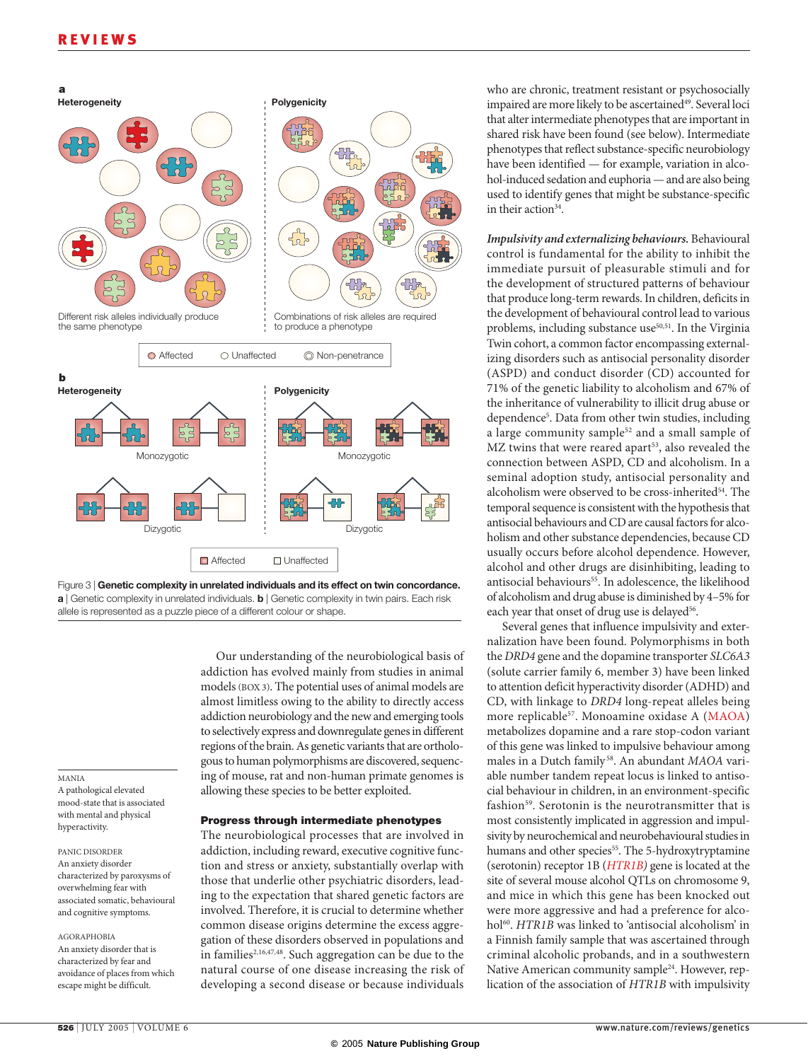a

Heterogeneity

Different risk alleles individually produce the same phenotype

Polygenicity

Combinations of risk alleles are required to produce a phenotype

Affected Unaffected Non-penetrance

b

Heterogeneity

Monozygotic

Dizygotic

Polygenicity

Monozygotic

Dizygotic

Affected Unaffected

Figure 3 | **Genetic complexity in unrelated individuals and its effect on twin concordance.** **a** | Genetic complexity in unrelated individuals. **b** | Genetic complexity in twin pairs. Each risk allele is represented as a puzzle piece of a different colour or shape.

MANIA
A pathological elevated mood-state that is associated with mental and physical hyperactivity.

PANIC DISORDER
An anxiety disorder characterized by paroxysms of overwhelming fear with associated somatic, behavioural and cognitive symptoms.

AGORAPHOBIA
An anxiety disorder that is characterized by fear and avoidance of places from which escape might be difficult.

Our understanding of the neurobiological basis of addiction has evolved mainly from studies in animal models (BOX 3). The potential uses of animal models are almost limitless owing to the ability to directly access addiction neurobiology and the new and emerging tools to selectively express and downregulate genes in different regions of the brain. As genetic variants that are orthologous to human polymorphisms are discovered, sequencing of mouse, rat and non-human primate genomes is allowing these species to be better exploited.

### Progress through intermediate phenotypes

The neurobiological processes that are involved in addiction, including reward, executive cognitive function and stress or anxiety, substantially overlap with those that underlie other psychiatric disorders, leading to the expectation that shared genetic factors are involved. Therefore, it is crucial to determine whether common disease origins determine the excess aggregation of these disorders observed in populations and in families[2,16,47,48]. Such aggregation can be due to the natural course of one disease increasing the risk of developing a second disease or because individuals who are chronic, treatment resistant or psychosocially impaired are more likely to be ascertained[49]. Several loci that alter intermediate phenotypes that are important in shared risk have been found (see below). Intermediate phenotypes that reflect substance-specific neurobiology have been identified — for example, variation in alcohol-induced sedation and euphoria — and are also being used to identify genes that might be substance-specific in their action[34].

***Impulsivity and externalizing behaviours.*** Behavioural control is fundamental for the ability to inhibit the immediate pursuit of pleasurable stimuli and for the development of structured patterns of behaviour that produce long-term rewards. In children, deficits in the development of behavioural control lead to various problems, including substance use[50,51]. In the Virginia Twin cohort, a common factor encompassing externalizing disorders such as antisocial personality disorder (ASPD) and conduct disorder (CD) accounted for 71% of the genetic liability to alcoholism and 67% of the inheritance of vulnerability to illicit drug abuse or dependence[5]. Data from other twin studies, including a large community sample[52] and a small sample of MZ twins that were reared apart[53], also revealed the connection between ASPD, CD and alcoholism. In a seminal adoption study, antisocial personality and alcoholism were observed to be cross-inherited[54]. The temporal sequence is consistent with the hypothesis that antisocial behaviours and CD are causal factors for alcoholism and other substance dependencies, because CD usually occurs before alcohol dependence. However, alcohol and other drugs are disinhibiting, leading to antisocial behaviours[55]. In adolescence, the likelihood of alcoholism and drug abuse is diminished by 4–5% for each year that onset of drug use is delayed[56].

Several genes that influence impulsivity and externalization have been found. Polymorphisms in both the *DRD4* gene and the dopamine transporter *SLC6A3* (solute carrier family 6, member 3) have been linked to attention deficit hyperactivity disorder (ADHD) and CD, with linkage to *DRD4* long-repeat alleles being more replicable[57]. Monoamine oxidase A (MAOA) metabolizes dopamine and a rare stop-codon variant of this gene was linked to impulsive behaviour among males in a Dutch family[58]. An abundant *MAOA* variable number tandem repeat locus is linked to antisocial behaviour in children, in an environment-specific fashion[59]. Serotonin is the neurotransmitter that is most consistently implicated in aggression and impulsivity by neurochemical and neurobehavioural studies in humans and other species[55]. The 5-hydroxytryptamine (serotonin) receptor 1B (*HTR1B*) gene is located at the site of several mouse alcohol QTLs on chromosome 9, and mice in which this gene has been knocked out were more aggressive and had a preference for alcohol[60]. *HTR1B* was linked to 'antisocial alcoholism' in a Finnish family sample that was ascertained through criminal alcoholic probands, and in a southwestern Native American community sample[24]. However, replication of the association of *HTR1B* with impulsivity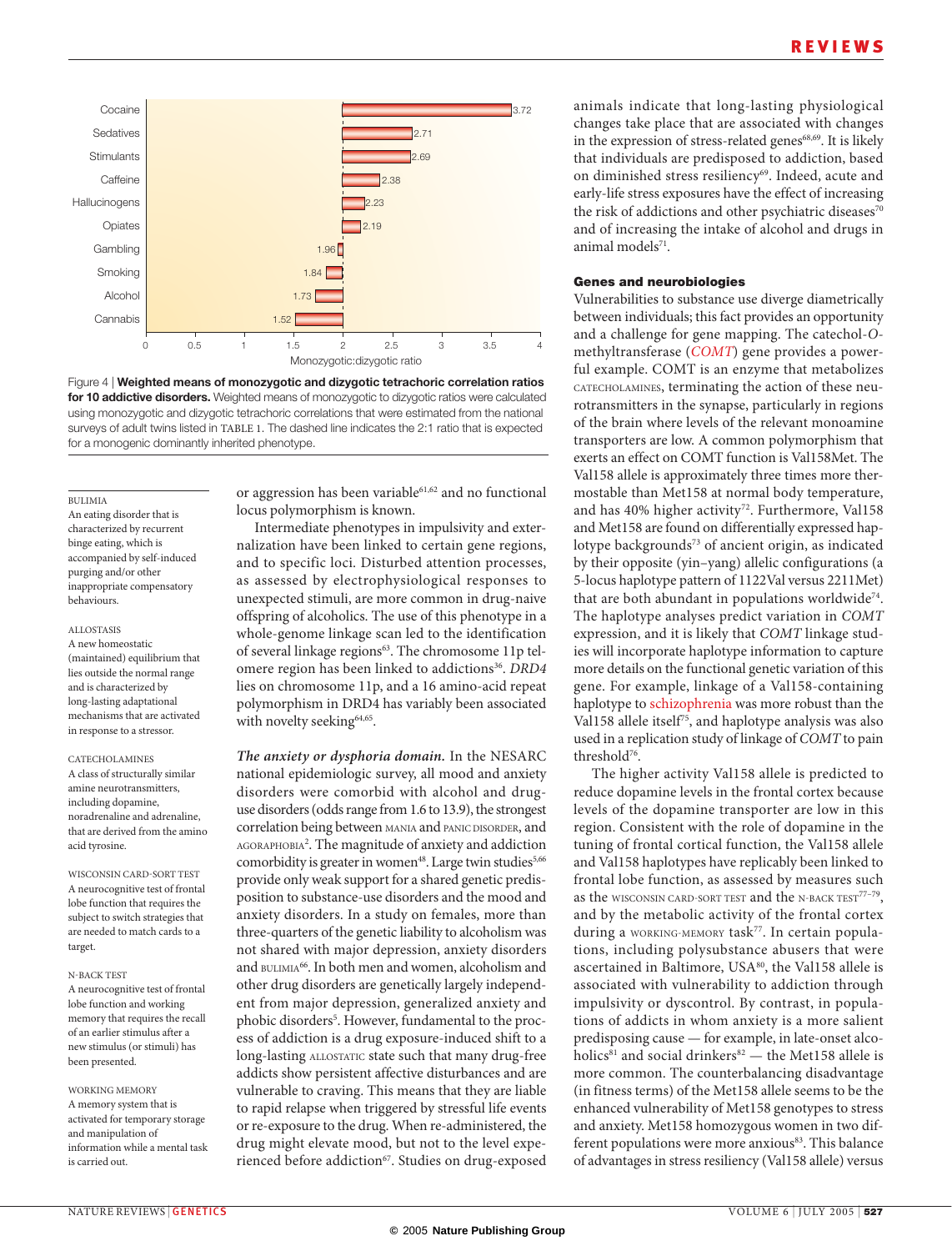Cocaine
Sedatives
Stimulants
Caffeine
Hallucinogens
Opiates
Gambling
Smoking
Alcohol
Cannabis

3.72
2.71
2.69
2.38
2.23
2.19
1.96
1.84
1.73
1.52

0
0.5
1
1.5
2
2.5
3
3.5
4

Monozygotic:dizygotic ratio

Figure 4 | **Weighted means of monozygotic and dizygotic tetrachoric correlation ratios for 10 addictive disorders.** Weighted means of monozygotic to dizygotic ratios were calculated using monozygotic and dizygotic tetrachoric correlations that were estimated from the national surveys of adult twins listed in TABLE 1. The dashed line indicates the 2:1 ratio that is expected for a monogenic dominantly inherited phenotype.

or aggression has been variable[61,62] and no functional locus polymorphism is known.

Intermediate phenotypes in impulsivity and externalization have been linked to certain gene regions, and to specific loci. Disturbed attention processes, as assessed by electrophysiological responses to unexpected stimuli, are more common in drug-naive offspring of alcoholics. The use of this phenotype in a whole-genome linkage scan led to the identification of several linkage regions[63]. The chromosome 11p telomere region has been linked to addictions[36]. *DRD4* lies on chromosome 11p, and a 16 amino-acid repeat polymorphism in DRD4 has variably been associated with novelty seeking[64,65].

***The anxiety or dysphoria domain.*** In the NESARC national epidemiologic survey, all mood and anxiety disorders were comorbid with alcohol and drug-use disorders (odds range from 1.6 to 13.9), the strongest correlation being between MANIA and PANIC DISORDER, and AGORAPHOBIA[2]. The magnitude of anxiety and addiction comorbidity is greater in women[48]. Large twin studies[5,66] provide only weak support for a shared genetic predisposition to substance-use disorders and the mood and anxiety disorders. In a study on females, more than three-quarters of the genetic liability to alcoholism was not shared with major depression, anxiety disorders and BULIMIA[66]. In both men and women, alcoholism and other drug disorders are genetically largely independent from major depression, generalized anxiety and phobic disorders[5]. However, fundamental to the process of addiction is a drug exposure-induced shift to a long-lasting ALLOSTATIC state such that many drug-free addicts show persistent affective disturbances and are vulnerable to craving. This means that they are liable to rapid relapse when triggered by stressful life events or re-exposure to the drug. When re-administered, the drug might elevate mood, but not to the level experienced before addiction[67]. Studies on drug-exposed animals indicate that long-lasting physiological changes take place that are associated with changes in the expression of stress-related genes[68,69]. It is likely that individuals are predisposed to addiction, based on diminished stress resiliency[69]. Indeed, acute and early-life stress exposures have the effect of increasing the risk of addictions and other psychiatric diseases[70] and of increasing the intake of alcohol and drugs in animal models[71].

BULIMIA
An eating disorder that is characterized by recurrent binge eating, which is accompanied by self-induced purging and/or other inappropriate compensatory behaviours.

ALLOSTASIS
A new homeostatic (maintained) equilibrium that lies outside the normal range and is characterized by long-lasting adaptational mechanisms that are activated in response to a stressor.

CATECHOLAMINES
A class of structurally similar amine neurotransmitters, including dopamine, noradrenaline and adrenaline, that are derived from the amino acid tyrosine.

WISCONSIN CARD-SORT TEST
A neurocognitive test of frontal lobe function that requires the subject to switch strategies that are needed to match cards to a target.

N-BACK TEST
A neurocognitive test of frontal lobe function and working memory that requires the recall of an earlier stimulus after a new stimulus (or stimuli) has been presented.

WORKING MEMORY
A memory system that is activated for temporary storage and manipulation of information while a mental task is carried out.

#### Genes and neurobiologies

Vulnerabilities to substance use diverge diametrically between individuals; this fact provides an opportunity and a challenge for gene mapping. The catechol-*O*-methyltransferase (*COMT*) gene provides a powerful example. COMT is an enzyme that metabolizes CATECHOLAMINES, terminating the action of these neurotransmitters in the synapse, particularly in regions of the brain where levels of the relevant monoamine transporters are low. A common polymorphism that exerts an effect on COMT function is Val158Met. The Val158 allele is approximately three times more thermostable than Met158 at normal body temperature, and has 40% higher activity[72]. Furthermore, Val158 and Met158 are found on differentially expressed haplotype backgrounds[73] of ancient origin, as indicated by their opposite (yin–yang) allelic configurations (a 5-locus haplotype pattern of 1122Val versus 2211Met) that are both abundant in populations worldwide[74]. The haplotype analyses predict variation in *COMT* expression, and it is likely that *COMT* linkage studies will incorporate haplotype information to capture more details on the functional genetic variation of this gene. For example, linkage of a Val158-containing haplotype to schizophrenia was more robust than the Val158 allele itself[75], and haplotype analysis was also used in a replication study of linkage of *COMT* to pain threshold[76].

The higher activity Val158 allele is predicted to reduce dopamine levels in the frontal cortex because levels of the dopamine transporter are low in this region. Consistent with the role of dopamine in the tuning of frontal cortical function, the Val158 allele and Val158 haplotypes have replicably been linked to frontal lobe function, as assessed by measures such as the WISCONSIN CARD-SORT TEST and the N-BACK TEST[77–79], and by the metabolic activity of the frontal cortex during a WORKING-MEMORY task[77]. In certain populations, including polysubstance abusers that were ascertained in Baltimore, USA[80], the Val158 allele is associated with vulnerability to addiction through impulsivity or dyscontrol. By contrast, in populations of addicts in whom anxiety is a more salient predisposing cause — for example, in late-onset alcoholics[81] and social drinkers[82] — the Met158 allele is more common. The counterbalancing disadvantage (in fitness terms) of the Met158 allele seems to be the enhanced vulnerability of Met158 genotypes to stress and anxiety. Met158 homozygous women in two different populations were more anxious[83]. This balance of advantages in stress resiliency (Val158 allele) versus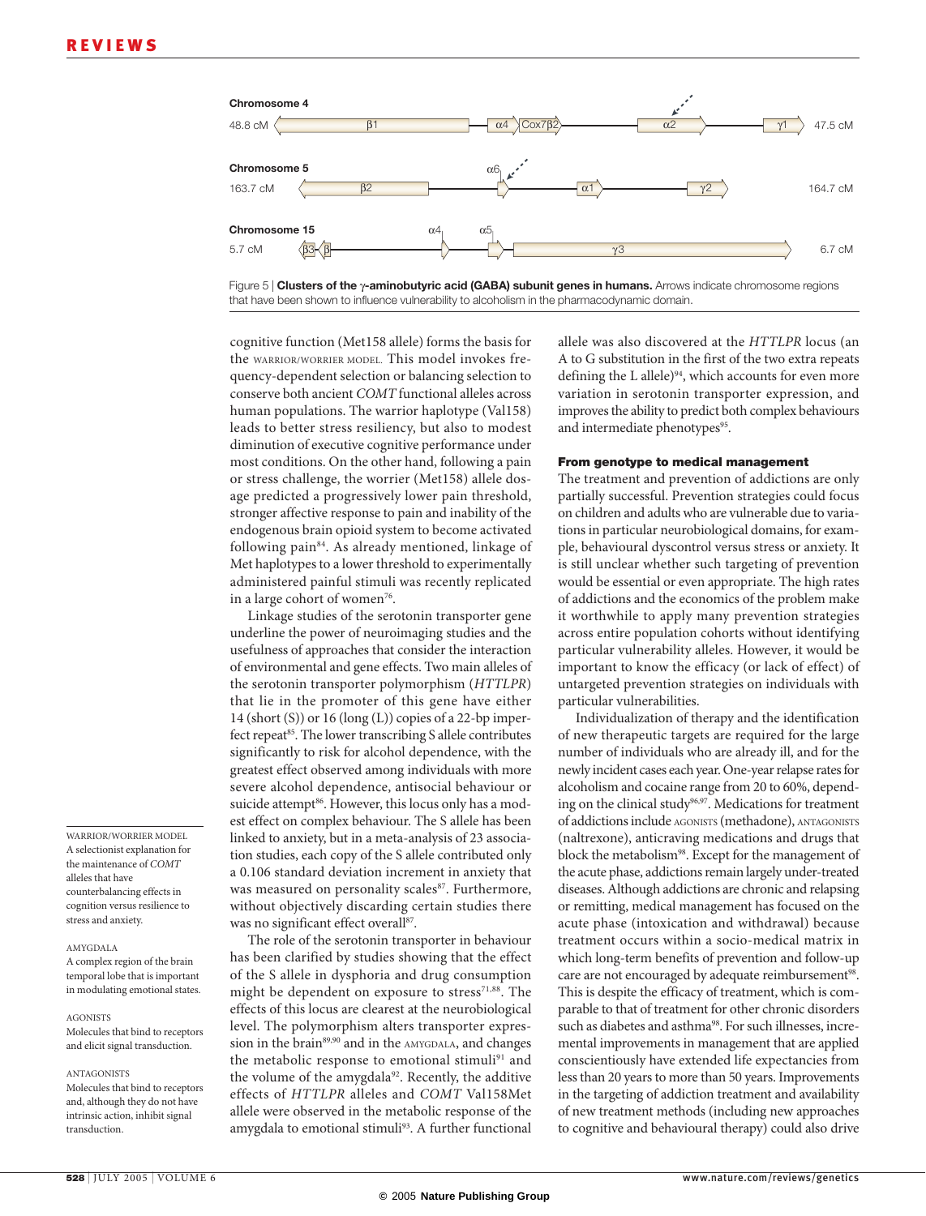Chromosome 4

48.8 cM β1 α4 Cox7β2 α2 γ1 47.5 cM

Chromosome 5

163.7 cM β2 α6 α1 γ2 164.7 cM

Chromosome 15

5.7 cM β3 β α4 α5 γ3 6.7 cM

Figure 5 | **Clusters of the γ-aminobutyric acid (GABA) subunit genes in humans.** Arrows indicate chromosome regions that have been shown to influence vulnerability to alcoholism in the pharmacodynamic domain.

cognitive function (Met158 allele) forms the basis for the WARRIOR/WORRIER MODEL. This model invokes frequency-dependent selection or balancing selection to conserve both ancient *COMT* functional alleles across human populations. The warrior haplotype (Val158) leads to better stress resiliency, but also to modest diminution of executive cognitive performance under most conditions. On the other hand, following a pain or stress challenge, the worrier (Met158) allele dosage predicted a progressively lower pain threshold, stronger affective response to pain and inability of the endogenous brain opioid system to become activated following pain[84]. As already mentioned, linkage of Met haplotypes to a lower threshold to experimentally administered painful stimuli was recently replicated in a large cohort of women[76].

Linkage studies of the serotonin transporter gene underline the power of neuroimaging studies and the usefulness of approaches that consider the interaction of environmental and gene effects. Two main alleles of the serotonin transporter polymorphism (*HTTLPR*) that lie in the promoter of this gene have either 14 (short (S)) or 16 (long (L)) copies of a 22-bp imperfect repeat[85]. The lower transcribing S allele contributes significantly to risk for alcohol dependence, with the greatest effect observed among individuals with more severe alcohol dependence, antisocial behaviour or suicide attempt[86]. However, this locus only has a modest effect on complex behaviour. The S allele has been linked to anxiety, but in a meta-analysis of 23 association studies, each copy of the S allele contributed only a 0.106 standard deviation increment in anxiety that was measured on personality scales[87]. Furthermore, without objectively discarding certain studies there was no significant effect overall[87].

The role of the serotonin transporter in behaviour has been clarified by studies showing that the effect of the S allele in dysphoria and drug consumption might be dependent on exposure to stress[71,88]. The effects of this locus are clearest at the neurobiological level. The polymorphism alters transporter expression in the brain[89,90] and in the AMYGDALA, and changes the metabolic response to emotional stimuli[91] and the volume of the amygdala[92]. Recently, the additive effects of *HTTLPR* alleles and *COMT* Val158Met allele were observed in the metabolic response of the amygdala to emotional stimuli[93]. A further functional allele was also discovered at the *HTTLPR* locus (an A to G substitution in the first of the two extra repeats defining the L allele)[94], which accounts for even more variation in serotonin transporter expression, and improves the ability to predict both complex behaviours and intermediate phenotypes[95].

WARRIOR/WORRIER MODEL
A selectionist explanation for the maintenance of *COMT* alleles that have counterbalancing effects in cognition versus resilience to stress and anxiety.

AMYGDALA
A complex region of the brain temporal lobe that is important in modulating emotional states.

AGONISTS
Molecules that bind to receptors and elicit signal transduction.

ANTAGONISTS
Molecules that bind to receptors and, although they do not have intrinsic action, inhibit signal transduction.

## From genotype to medical management

The treatment and prevention of addictions are only partially successful. Prevention strategies could focus on children and adults who are vulnerable due to variations in particular neurobiological domains, for example, behavioural dyscontrol versus stress or anxiety. It is still unclear whether such targeting of prevention would be essential or even appropriate. The high rates of addictions and the economics of the problem make it worthwhile to apply many prevention strategies across entire population cohorts without identifying particular vulnerability alleles. However, it would be important to know the efficacy (or lack of effect) of untargeted prevention strategies on individuals with particular vulnerabilities.

Individualization of therapy and the identification of new therapeutic targets are required for the large number of individuals who are already ill, and for the newly incident cases each year. One-year relapse rates for alcoholism and cocaine range from 20 to 60%, depending on the clinical study[96,97]. Medications for treatment of addictions include AGONISTS (methadone), ANTAGONISTS (naltrexone), anticraving medications and drugs that block the metabolism[98]. Except for the management of the acute phase, addictions remain largely under-treated diseases. Although addictions are chronic and relapsing or remitting, medical management has focused on the acute phase (intoxication and withdrawal) because treatment occurs within a socio-medical matrix in which long-term benefits of prevention and follow-up care are not encouraged by adequate reimbursement[98]. This is despite the efficacy of treatment, which is comparable to that of treatment for other chronic disorders such as diabetes and asthma[98]. For such illnesses, incremental improvements in management that are applied conscientiously have extended life expectancies from less than 20 years to more than 50 years. Improvements in the targeting of addiction treatment and availability of new treatment methods (including new approaches to cognitive and behavioural therapy) could also drive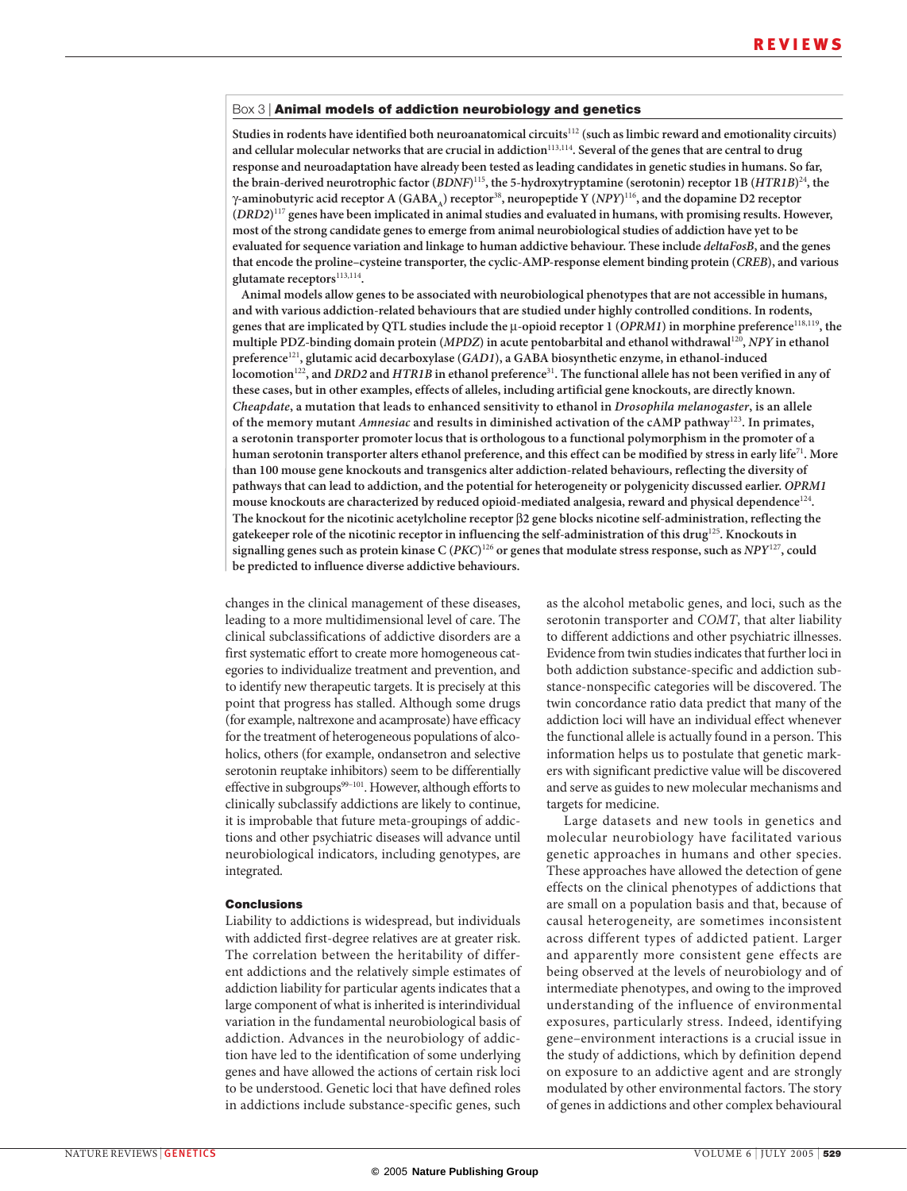## Box 3 | Animal models of addiction neurobiology and genetics

**Studies in rodents have identified both neuroanatomical circuits[112] (such as limbic reward and emotionality circuits) and cellular molecular networks that are crucial in addiction[113,114]. Several of the genes that are central to drug response and neuroadaptation have already been tested as leading candidates in genetic studies in humans. So far, the brain-derived neurotrophic factor (*BDNF*)[115], the 5-hydroxytryptamine (serotonin) receptor 1B (*HTR1B*)[24], the γ-aminobutyric acid receptor A ($GABA_A$) receptor[38], neuropeptide Y (*NPY*)[116], and the dopamine D2 receptor (*DRD2*)[117] genes have been implicated in animal studies and evaluated in humans, with promising results. However, most of the strong candidate genes to emerge from animal neurobiological studies of addiction have yet to be evaluated for sequence variation and linkage to human addictive behaviour. These include *deltaFosB*, and the genes that encode the proline–cysteine transporter, the cyclic-AMP-response element binding protein (*CREB*), and various glutamate receptors[113,114].**

**Animal models allow genes to be associated with neurobiological phenotypes that are not accessible in humans, and with various addiction-related behaviours that are studied under highly controlled conditions. In rodents, genes that are implicated by QTL studies include the μ-opioid receptor 1 (*OPRM1*) in morphine preference[118,119], the multiple PDZ-binding domain protein (*MPDZ*) in acute pentobarbital and ethanol withdrawal[120], *NPY* in ethanol preference[121], glutamic acid decarboxylase (*GAD1*), a GABA biosynthetic enzyme, in ethanol-induced locomotion[122], and *DRD2* and *HTR1B* in ethanol preference[31]. The functional allele has not been verified in any of these cases, but in other examples, effects of alleles, including artificial gene knockouts, are directly known. *Cheapdate*, a mutation that leads to enhanced sensitivity to ethanol in *Drosophila melanogaster*, is an allele of the memory mutant *Amnesiac* and results in diminished activation of the cAMP pathway[123]. In primates, a serotonin transporter promoter locus that is orthologous to a functional polymorphism in the promoter of a human serotonin transporter alters ethanol preference, and this effect can be modified by stress in early life[71]. More than 100 mouse gene knockouts and transgenics alter addiction-related behaviours, reflecting the diversity of pathways that can lead to addiction, and the potential for heterogeneity or polygenicity discussed earlier. *OPRM1* mouse knockouts are characterized by reduced opioid-mediated analgesia, reward and physical dependence[124]. The knockout for the nicotinic acetylcholine receptor β2 gene blocks nicotine self-administration, reflecting the gatekeeper role of the nicotinic receptor in influencing the self-administration of this drug[125]. Knockouts in signalling genes such as protein kinase C (*PKC*)[126] or genes that modulate stress response, such as *NPY*[127], could be predicted to influence diverse addictive behaviours.**

changes in the clinical management of these diseases, leading to a more multidimensional level of care. The clinical subclassifications of addictive disorders are a first systematic effort to create more homogeneous categories to individualize treatment and prevention, and to identify new therapeutic targets. It is precisely at this point that progress has stalled. Although some drugs (for example, naltrexone and acamprosate) have efficacy for the treatment of heterogeneous populations of alcoholics, others (for example, ondansetron and selective serotonin reuptake inhibitors) seem to be differentially effective in subgroups[99–101]. However, although efforts to clinically subclassify addictions are likely to continue, it is improbable that future meta-groupings of addictions and other psychiatric diseases will advance until neurobiological indicators, including genotypes, are integrated.

### Conclusions

Liability to addictions is widespread, but individuals with addicted first-degree relatives are at greater risk. The correlation between the heritability of different addictions and the relatively simple estimates of addiction liability for particular agents indicates that a large component of what is inherited is interindividual variation in the fundamental neurobiological basis of addiction. Advances in the neurobiology of addiction have led to the identification of some underlying genes and have allowed the actions of certain risk loci to be understood. Genetic loci that have defined roles in addictions include substance-specific genes, such as the alcohol metabolic genes, and loci, such as the serotonin transporter and *COMT*, that alter liability to different addictions and other psychiatric illnesses. Evidence from twin studies indicates that further loci in both addiction substance-specific and addiction substance-nonspecific categories will be discovered. The twin concordance ratio data predict that many of the addiction loci will have an individual effect whenever the functional allele is actually found in a person. This information helps us to postulate that genetic markers with significant predictive value will be discovered and serve as guides to new molecular mechanisms and targets for medicine.

Large datasets and new tools in genetics and molecular neurobiology have facilitated various genetic approaches in humans and other species. These approaches have allowed the detection of gene effects on the clinical phenotypes of addictions that are small on a population basis and that, because of causal heterogeneity, are sometimes inconsistent across different types of addicted patient. Larger and apparently more consistent gene effects are being observed at the levels of neurobiology and of intermediate phenotypes, and owing to the improved understanding of the influence of environmental exposures, particularly stress. Indeed, identifying gene–environment interactions is a crucial issue in the study of addictions, which by definition depend on exposure to an addictive agent and are strongly modulated by other environmental factors. The story of genes in addictions and other complex behavioural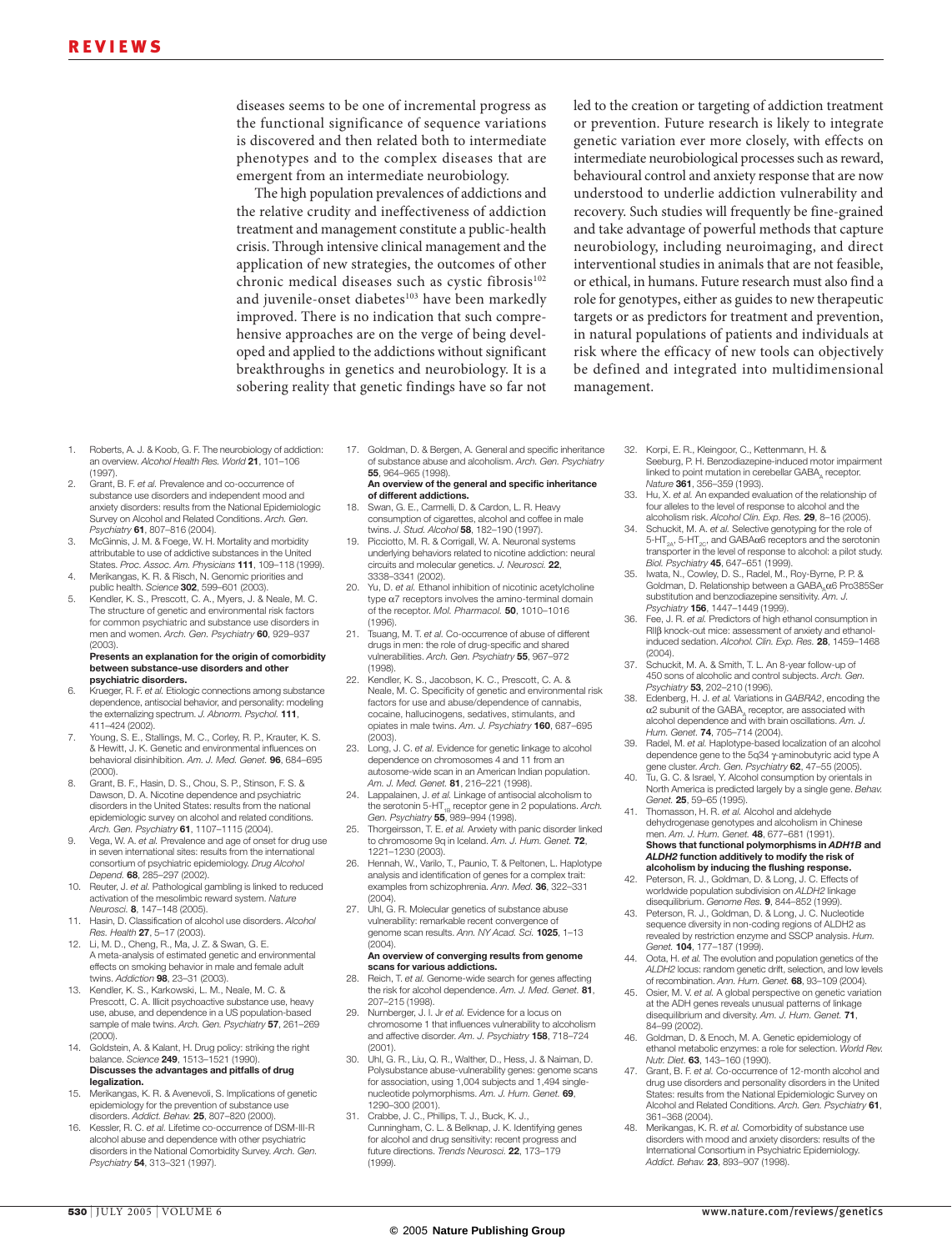diseases seems to be one of incremental progress as the functional significance of sequence variations is discovered and then related both to intermediate phenotypes and to the complex diseases that are emergent from an intermediate neurobiology.

The high population prevalences of addictions and the relative crudity and ineffectiveness of addiction treatment and management constitute a public-health crisis. Through intensive clinical management and the application of new strategies, the outcomes of other chronic medical diseases such as cystic fibrosis[102] and juvenile-onset diabetes[103] have been markedly improved. There is no indication that such comprehensive approaches are on the verge of being developed and applied to the addictions without significant breakthroughs in genetics and neurobiology. It is a sobering reality that genetic findings have so far not led to the creation or targeting of addiction treatment or prevention. Future research is likely to integrate genetic variation ever more closely, with effects on intermediate neurobiological processes such as reward, behavioural control and anxiety response that are now understood to underlie addiction vulnerability and recovery. Such studies will frequently be fine-grained and take advantage of powerful methods that capture neurobiology, including neuroimaging, and direct interventional studies in animals that are not feasible, or ethical, in humans. Future research must also find a role for genotypes, either as guides to new therapeutic targets or as predictors for treatment and prevention, in natural populations of patients and individuals at risk where the efficacy of new tools can objectively be defined and integrated into multidimensional management.

1. Roberts, A. J. & Koob, G. F. The neurobiology of addiction: an overview. *Alcohol Health Res. World* **21**, 101–106 (1997).
2. Grant, B. F. *et al.* Prevalence and co-occurrence of substance use disorders and independent mood and anxiety disorders: results from the National Epidemiologic Survey on Alcohol and Related Conditions. *Arch. Gen. Psychiatry* **61**, 807–816 (2004).
3. McGinnis, J. M. & Foege, W. H. Mortality and morbidity attributable to use of addictive substances in the United States. *Proc. Assoc. Am. Physicians* **111**, 109–118 (1999).
4. Merikangas, K. R. & Risch, N. Genomic priorities and public health. *Science* **302**, 599–601 (2003).
5. Kendler, K. S., Prescott, C. A., Myers, J. & Neale, M. C. The structure of genetic and environmental risk factors for common psychiatric and substance use disorders in men and women. *Arch. Gen. Psychiatry* **60**, 929–937 (2003).
   **Presents an explanation for the origin of comorbidity between substance-use disorders and other psychiatric disorders.**
6. Krueger, R. F. *et al.* Etiologic connections among substance dependence, antisocial behavior, and personality: modeling the externalizing spectrum. *J. Abnorm. Psychol.* **111**, 411–424 (2002).
7. Young, S. E., Stallings, M. C., Corley, R. P., Krauter, K. S. & Hewitt, J. K. Genetic and environmental influences on behavioral disinhibition. *Am. J. Med. Genet.* **96**, 684–695 (2000).
8. Grant, B. F., Hasin, D. S., Chou, S. P., Stinson, F. S. & Dawson, D. A. Nicotine dependence and psychiatric disorders in the United States: results from the national epidemiologic survey on alcohol and related conditions. *Arch. Gen. Psychiatry* **61**, 1107–1115 (2004).
9. Vega, W. A. *et al.* Prevalence and age of onset for drug use in seven international sites: results from the international consortium of psychiatric epidemiology. *Drug Alcohol Depend.* **68**, 285–297 (2002).
10. Reuter, J. *et al.* Pathological gambling is linked to reduced activation of the mesolimbic reward system. *Nature Neurosci.* **8**, 147–148 (2005).
11. Hasin, D. Classification of alcohol use disorders. *Alcohol Res. Health* **27**, 5–17 (2003).
12. Li, M. D., Cheng, R., Ma, J. Z. & Swan, G. E. A meta-analysis of estimated genetic and environmental effects on smoking behavior in male and female adult twins. *Addiction* **98**, 23–31 (2003).
13. Kendler, K. S., Karkowski, L. M., Neale, M. C. & Prescott, C. A. Illicit psychoactive substance use, heavy use, abuse, and dependence in a US population-based sample of male twins. *Arch. Gen. Psychiatry* **57**, 261–269 (2000).
14. Goldstein, A. & Kalant, H. Drug policy: striking the right balance. *Science* **249**, 1513–1521 (1990).
   **Discusses the advantages and pitfalls of drug legalization.**
15. Merikangas, K. R. & Avenevoli, S. Implications of genetic epidemiology for the prevention of substance use disorders. *Addict. Behav.* **25**, 807–820 (2000).
16. Kessler, R. C. *et al.* Lifetime co-occurrence of DSM-III-R alcohol abuse and dependence with other psychiatric disorders in the National Comorbidity Survey. *Arch. Gen. Psychiatry* **54**, 313–321 (1997).
17. Goldman, D. & Bergen, A. General and specific inheritance of substance abuse and alcoholism. *Arch. Gen. Psychiatry* **55**, 964–965 (1998).
   **An overview of the general and specific inheritance of different addictions.**
18. Swan, G. E., Carmelli, D. & Cardon, L. R. Heavy consumption of cigarettes, alcohol and coffee in male twins. *J. Stud. Alcohol* **58**, 182–190 (1997).
19. Picciotto, M. R. & Corrigall, W. A. Neuronal systems underlying behaviors related to nicotine addiction: neural circuits and molecular genetics. *J. Neurosci.* **22**, 3338–3341 (2002).
20. Yu, D. *et al.* Ethanol inhibition of nicotinic acetylcholine type α7 receptors involves the amino-terminal domain of the receptor. *Mol. Pharmacol.* **50**, 1010–1016 (1996).
21. Tsuang, M. T. *et al.* Co-occurrence of abuse of different drugs in men: the role of drug-specific and shared vulnerabilities. *Arch. Gen. Psychiatry* **55**, 967–972 (1998).
22. Kendler, K. S., Jacobson, K. C., Prescott, C. A. & Neale, M. C. Specificity of genetic and environmental risk factors for use and abuse/dependence of cannabis, cocaine, hallucinogens, sedatives, stimulants, and opiates in male twins. *Am. J. Psychiatry* **160**, 687–695 (2003).
23. Long, J. C. *et al.* Evidence for genetic linkage to alcohol dependence on chromosomes 4 and 11 from an autosome-wide scan in an American Indian population. *Am. J. Med. Genet.* **81**, 216–221 (1998).
24. Lappalainen, J. *et al.* Linkage of antisocial alcoholism to the serotonin 5-$HT_{1B}$ receptor gene in 2 populations. *Arch. Gen. Psychiatry* **55**, 989–994 (1998).
25. Thorgeirsson, T. E. *et al.* Anxiety with panic disorder linked to chromosome 9q in Iceland. *Am. J. Hum. Genet.* **72**, 1221–1230 (2003).
26. Hennah, W., Varilo, T., Paunio, T. & Peltonen, L. Haplotype analysis and identification of genes for a complex trait: examples from schizophrenia. *Ann. Med.* **36**, 322–331 (2004).
27. Uhl, G. R. Molecular genetics of substance abuse vulnerability: remarkable recent convergence of genome scan results. *Ann. NY Acad. Sci.* **1025**, 1–13 (2004).
   **An overview of converging results from genome scans for various addictions.**
28. Reich, T. *et al.* Genome-wide search for genes affecting the risk for alcohol dependence. *Am. J. Med. Genet.* **81**, 207–215 (1998).
29. Nurnberger, J. I. Jr *et al.* Evidence for a locus on chromosome 1 that influences vulnerability to alcoholism and affective disorder. *Am. J. Psychiatry* **158**, 718–724 (2001).
30. Uhl, G. R., Liu, Q. R., Walther, D., Hess, J. & Naiman, D. Polysubstance abuse-vulnerability genes: genome scans for association, using 1,004 subjects and 1,494 single-nucleotide polymorphisms. *Am. J. Hum. Genet.* **69**, 1290–1300 (2001).
31. Crabbe, J. C., Phillips, T. J., Buck, K. J., Cunningham, C. L. & Belknap, J. K. Identifying genes for alcohol and drug sensitivity: recent progress and future directions. *Trends Neurosci.* **22**, 173–179 (1999).
32. Korpi, E. R., Kleingoor, C., Kettenmann, H. & Seeburg, P. H. Benzodiazepine-induced motor impairment linked to point mutation in cerebellar $GABA_A$ receptor. *Nature* **361**, 356–359 (1993).
33. Hu, X. *et al.* An expanded evaluation of the relationship of four alleles to the level of response to alcohol and the alcoholism risk. *Alcohol Clin. Exp. Res.* **29**, 8–16 (2005).
34. Schuckit, M. A. *et al.* Selective genotyping for the role of 5-$HT_{2A}$, 5-$HT_{2C}$, and GABAα6 receptors and the serotonin transporter in the level of response to alcohol: a pilot study. *Biol. Psychiatry* **45**, 647–651 (1999).
35. Iwata, N., Cowley, D. S., Radel, M., Roy-Byrne, P. P. & Goldman, D. Relationship between a $GABA_A$α6 Pro385Ser substitution and benzodiazepine sensitivity. *Am. J. Psychiatry* **156**, 1447–1449 (1999).
36. Fee, J. R. *et al.* Predictors of high ethanol consumption in RIIβ knock-out mice: assessment of anxiety and ethanol-induced sedation. *Alcohol. Clin. Exp. Res.* **28**, 1459–1468 (2004).
37. Schuckit, M. A. & Smith, T. L. An 8-year follow-up of 450 sons of alcoholic and control subjects. *Arch. Gen. Psychiatry* **53**, 202–210 (1996).
38. Edenberg, H. J. *et al.* Variations in *GABRA2*, encoding the α2 subunit of the $GABA_A$ receptor, are associated with alcohol dependence and with brain oscillations. *Am. J. Hum. Genet.* **74**, 705–714 (2004).
39. Radel, M. *et al.* Haplotype-based localization of an alcohol dependence gene to the 5q34 γ-aminobutyric acid type A gene cluster. *Arch. Gen. Psychiatry* **62**, 47–55 (2005).
40. Tu, G. C. & Israel, Y. Alcohol consumption by orientals in North America is predicted largely by a single gene. *Behav. Genet.* **25**, 59–65 (1995).
41. Thomasson, H. R. *et al.* Alcohol and aldehyde dehydrogenase genotypes and alcoholism in Chinese men. *Am. J. Hum. Genet.* **48**, 677–681 (1991).
   **Shows that functional polymorphisms in *ADH1B* and *ALDH2* function additively to modify the risk of alcoholism by inducing the flushing response.**
42. Peterson, R. J., Goldman, D. & Long, J. C. Effects of worldwide population subdivision on *ALDH2* linkage disequilibrium. *Genome Res.* **9**, 844–852 (1999).
43. Peterson, R. J., Goldman, D. & Long, J. C. Nucleotide sequence diversity in non-coding regions of ALDH2 as revealed by restriction enzyme and SSCP analysis. *Hum. Genet.* **104**, 177–187 (1999).
44. Oota, H. *et al.* The evolution and population genetics of the *ALDH2* locus: random genetic drift, selection, and low levels of recombination. *Ann. Hum. Genet.* **68**, 93–109 (2004).
45. Osier, M. V. *et al.* A global perspective on genetic variation at the ADH genes reveals unusual patterns of linkage disequilibrium and diversity. *Am. J. Hum. Genet.* **71**, 84–99 (2002).
46. Goldman, D. & Enoch, M. A. Genetic epidemiology of ethanol metabolic enzymes: a role for selection. *World Rev. Nutr. Diet.* **63**, 143–160 (1990).
47. Grant, B. F. *et al.* Co-occurrence of 12-month alcohol and drug use disorders and personality disorders in the United States: results from the National Epidemiologic Survey on Alcohol and Related Conditions. *Arch. Gen. Psychiatry* **61**, 361–368 (2004).
48. Merikangas, K. R. *et al.* Comorbidity of substance use disorders with mood and anxiety disorders: results of the International Consortium in Psychiatric Epidemiology. *Addict. Behav.* **23**, 893–907 (1998).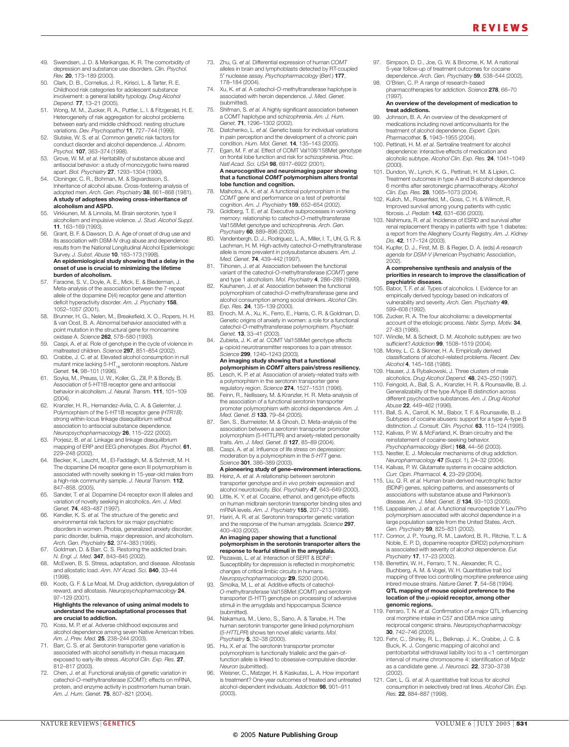49. Swendsen, J. D. & Merikangas, K. R. The comorbidity of depression and substance use disorders. *Clin. Psychol. Rev.* **20**, 173–189 (2000).
50. Clark, D. B., Cornelius, J. R., Kirisci, L. & Tarter, R. E. Childhood risk categories for adolescent substance involvement: a general liability typology. *Drug Alcohol Depend.* **77**, 13–21 (2005).
51. Wong, M. M., Zucker, R. A., Puttler, L. I. & Fitzgerald, H. E. Heterogeneity of risk aggregation for alcohol problems between early and middle childhood: nesting structure variations. *Dev. Psychopathol* **11**, 727–744 (1999).
52. Slutske, W. S. *et al.* Common genetic risk factors for conduct disorder and alcohol dependence. *J. Abnorm. Psychol.* **107**, 363–374 (1998).
53. Grove, W. M. *et al.* Heritability of substance abuse and antisocial behavior: a study of monozygotic twins reared apart. *Biol. Psychiatry* **27**, 1293–1304 (1990).
54. Cloninger, C. R., Bohman, M. & Sigvardsson, S. Inheritance of alcohol abuse. Cross-fostering analysis of adopted men. *Arch. Gen. Psychiatry* **38**, 861–868 (1981).
**A study of adoptees showing cross-inheritance of alcoholism and ASPD.**
55. Virkkunen, M. & Linnoila, M. Brain serotonin, type II alcoholism and impulsive violence. *J. Stud. Alcohol Suppl.* **11**, 163–169 (1993).
56. Grant, B. F. & Dawson, D. A. Age of onset of drug use and its association with DSM-IV drug abuse and dependence: results from the National Longitudinal Alcohol Epidemiologic Survey. *J. Subst. Abuse* **10**, 163–173 (1998).
**An epidemiological study showing that a delay in the onset of use is crucial to minimizing the lifetime burden of alcoholism.**
57. Faraone, S. V., Doyle, A. E., Mick, E. & Biederman, J. Meta-analysis of the association between the 7-repeat allele of the dopamine D(4) receptor gene and attention deficit hyperactivity disorder. *Am. J. Psychiatry* **158**, 1052–1057 (2001).
58. Brunner, H. G., Nelen, M., Breakefield, X. O., Ropers, H. H. & van Oost, B. A. Abnormal behavior associated with a point mutation in the structural gene for monoamine oxidase A. *Science* **262**, 578–580 (1993).
59. Caspi, A. *et al.* Role of genotype in the cycle of violence in maltreated children. *Science* **297**, 851–854 (2002).
60. Crabbe, J. C. *et al.* Elevated alcohol consumption in null mutant mice lacking 5-HT$_{1B}$ serotonin receptors. *Nature Genet.* **14**, 98–101 (1996).
61. Soyka, M., Preuss, U. W., Koller, G., Zill, P. & Bondy, B. Association of 5-HT1B receptor gene and antisocial behavior in alcoholism. *J. Neural. Transm.* **111**, 101–109 (2004).
62. Kranzler, H. R., Hernandez-Avila, C. A. & Gelernter, J. Polymorphism of the 5-HT1B receptor gene (*HTR1B*): strong within-locus linkage disequilibrium without association to antisocial substance dependence. *Neuropsychopharmacology* **26**, 115–122 (2002).
63. Porjesz, B. *et al.* Linkage and linkage disequilibrium mapping of ERP and EEG phenotypes. *Biol. Psychol.* **61**, 229–248 (2002).
64. Becker, K., Laucht, M., El-Faddagh, M. & Schmidt, M. H. The dopamine D4 receptor gene exon III polymorphism is associated with novelty seeking in 15-year-old males from a high-risk community sample. *J. Neural Transm.* **112**, 847–858. (2005).
65. Sander, T. *et al.* Dopamine D4 receptor exon III alleles and variation of novelty seeking in alcoholics. *Am. J. Med. Genet.* **74**, 483–487 (1997).
66. Kendler, K. S. *et al.* The structure of the genetic and environmental risk factors for six major psychiatric disorders in women. Phobia, generalized anxiety disorder, panic disorder, bulimia, major depression, and alcoholism. *Arch. Gen. Psychiatry* **52**, 374–383 (1995).
67. Goldman, D. & Barr, C. S. Restoring the addicted brain. *N. Engl. J. Med.* **347**, 843–845 (2002).
68. McEwen, B. S. Stress, adaptation, and disease. Allostasis and allostatic load. *Ann. NY Acad. Sci.* **840**, 33–44 (1998).
69. Koob, G. F. & Le Moal, M. Drug addiction, dysregulation of reward, and allostasis. *Neuropsychopharmacology* **24**, 97–129 (2001).
**Highlights the relevance of using animal models to understand the neuroadaptational processes that are crucial to addiction.**
70. Koss, M. P. *et al.* Adverse childhood exposures and alcohol dependence among seven Native American tribes. *Am. J. Prev. Med.* **25**, 238–244 (2003).
71. Barr, C. S. *et al.* Serotonin transporter gene variation is associated with alcohol sensitivity in rhesus macaques exposed to early-life stress. *Alcohol Clin. Exp. Res.* **27**, 812–817 (2003).
72. Chen, J. *et al.* Functional analysis of genetic variation in catechol-*O*-methyltransferase (COMT): effects on mRNA, protein, and enzyme activity in postmortem human brain. *Am. J. Hum. Genet.* **75**, 807–821 (2004).
73. Zhu, G. *et al.* Differential expression of human *COMT* alleles in brain and lymphoblasts detected by RT-coupled 5′ nuclease assay. *Psychopharmacology* (*Berl.*) **177**, 178–184 (2004).
74. Xu, K. *et al.* A catechol-*O*-methyltransferase haplotype is associated with heroin dependence. *J. Med. Genet.* (submitted).
75. Shifman, S. *et al.* A highly significant association between a COMT haplotype and schizophrenia. *Am. J. Hum. Genet.* **71**, 1296–1302 (2002).
76. Diatchenko, L. *et al.* Genetic basis for individual variations in pain perception and the development of a chronic pain condition. *Hum. Mol. Genet.* **14**, 135–143 (2005).
77. Egan, M. F. *et al.* Effect of COMT Val108/158Met genotype on frontal lobe function and risk for schizophrenia. *Proc. Natl Acad. Sci. USA* **98**, 6917–6922 (2001).
**A neurocognitive and neuroimaging paper showing that a functional *COMT* polymorphism alters frontal lobe function and cognition.**
78. Malhotra, A. K. *et al.* A functional polymorphism in the *COMT* gene and performance on a test of prefrontal cognition. *Am. J. Psychiatry* **159**, 652–654 (2002).
79. Goldberg, T. E. *et al.* Executive subprocesses in working memory: relationship to catechol-*O*-methyltransferase Val158Met genotype and schizophrenia. *Arch. Gen. Psychiatry* **60**, 889–896 (2003).
80. Vandenbergh, D. J., Rodriguez, L. A., Miller, I. T., Uhl, G. R. & Lachman, H. M. High-activity catechol-*O*-methyltransferase allele is more prevalent in polysubstance abusers. *Am. J. Med. Genet.* **74**, 439–442 (1997).
81. Tiihonen, J. *et al.* Association between the functional variant of the catechol-*O*-methyltransferase (*COMT*) gene and type 1 alcoholism. *Mol. Psychiatry* **4**, 286–289 (1999).
82. Kauhanen, J. *et al.* Association between the functional polymorphism of catechol-*O*-methyltransferase gene and alcohol consumption among social drinkers. *Alcohol Clin. Exp. Res.* **24**, 135–139 (2000).
83. Enoch, M. A., Xu, K., Ferro, E., Harris, C. R. & Goldman, D. Genetic origins of anxiety in women: a role for a functional catechol-*O*-methyltransferase polymorphism. *Psychiatr. Genet.* **13**, 33–41 (2003).
84. Zubieta, J. K. *et al.* COMT Val158Met genotype affects µ-opioid neurotransmitter responses to a pain stressor. *Science* **299**, 1240–1243 (2003).
**An imaging study showing that a functional polymorphism in *COMT* alters pain/stress resiliency.**
85. Lesch, K. P. *et al.* Association of anxiety-related traits with a polymorphism in the serotonin transporter gene regulatory region. *Science* **274**, 1527–1531 (1996).
86. Feinn, R., Nellissery, M. & Kranzler, H. R. Meta-analysis of the association of a functional serotonin transporter promoter polymorphism with alcohol dependence. *Am. J. Med. Genet. B* **133**, 79–84 (2005).
87. Sen, S., Burmeister, M. & Ghosh, D. Meta-analysis of the association between a serotonin transporter promoter polymorphism (5-HTTLPR) and anxiety-related personality traits. *Am. J. Med. Genet. B* **127**, 85–89 (2004).
88. Caspi, A. *et al.* Influence of life stress on depression: moderation by a polymorphism in the *5-HTT* gene. *Science* **301**, 386–389 (2003).
**A pioneering study of gene–environment interactions.**
89. Heinz, A. *et al.* A relationship between serotonin transporter genotype and *in vivo* protein expression and alcohol neurotoxicity. *Biol. Psychiatry* **47**, 643–649 (2000).
90. Little, K. Y. *et al.* Cocaine, ethanol, and genotype effects on human midbrain serotonin transporter binding sites and mRNA levels. *Am. J. Psychiatry* **155**, 207–213 (1998).
91. Hariri, A. R. *et al.* Serotonin transporter genetic variation and the response of the human amygdala. *Science* **297**, 400–403 (2002).
**An imaging paper showing that a functional polymorphism in the serotonin transporter alters the response to fearful stimuli in the amygdala.**
92. Pezawas, L. *et al.* Interaction of SERT & BDNF: Susceptibility for depression is reflected in morphometric changes of critical limbic circuits in humans. *Neuropsychopharmacology* **29**, S200 (2004).
93. Smolka, M. L. *et al.* Additive effects of catechol-*O*-methyltransferase Val158Met (COMT) and serotonin transporter (5-HTT) genotype on processing of adversive stimuli in the amygdala and hippocampus *Science* (submitted).
94. Nakamura, M., Ueno, S., Sano, A. & Tanabe, H. The human serotonin transporter gene linked polymorphism (*5-HTTLPR*) shows ten novel allelic variants. *Mol. Psychiatry* **5**, 32–38 (2000).
95. Hu, X. *et al.* The serotonin transporter promoter polymorphism is functionally triallelic and the gain-of-function allele is linked to obsessive-compulsive disorder. *Neuron* (submitted).
96. Weisner, C., Matzger, H. & Kaskutas, L. A. How important is treatment? One-year outcomes of treated and untreated alcohol-dependent individuals. *Addiction* **98**, 901–911 (2003).
97. Simpson, D. D., Joe, G. W. & Broome, K. M. A national 5-year follow-up of treatment outcomes for cocaine dependence. *Arch. Gen. Psychiatry* **59**, 538–544 (2002).
98. O'Brien, C. P. A range of research-based pharmacotherapies for addiction. *Science* **278**, 66–70 (1997).
**An overview of the development of medication to treat addictions.**
99. Johnson, B. A. An overview of the development of medications including novel anticonvulsants for the treatment of alcohol dependence. *Expert. Opin. Pharmacother.* **5**, 1943–1955 (2004).
100. Pettinati, H. M. *et al.* Sertraline treatment for alcohol dependence: interactive effects of medication and alcoholic subtype. *Alcohol Clin. Exp. Res.* **24**, 1041–1049 (2000).
101. Dundon, W., Lynch, K. G., Pettinati, H. M. & Lipkin, C. Treatment outcomes in type A and B alcohol dependence 6 months after serotonergic pharmacotherapy. *Alcohol Clin. Exp. Res.* **28**, 1065–1073 (2004).
102. Kulich, M., Rosenfeld, M., Goss, C. H. & Wilmott, R. Improved survival among young patients with cystic fibrosis. *J. Pediatr.* **142**, 631–636 (2003).
103. Nishimura, R. *et al.* Incidence of ESRD and survival after renal replacement therapy in patients with type 1 diabetes: a report from the Allegheny County Registry. *Am. J. Kidney Dis.* **42**, 117–124 (2003).
104. Kupfer, D. J., First, M. B. & Regier, D. A. (eds) *A research agenda for DSM-V* (American Psychiatric Association, 2002).
**A comprehensive synthesis and analysis of the priorities in research to improve the classification of psychiatric diseases.**
105. Babor, T. F. *et al.* Types of alcoholics. I. Evidence for an empirically derived typology based on indicators of vulnerability and severity. *Arch. Gen. Psychiatry* **49**, 599–608 (1992).
106. Zucker, R. A. The four alcoholisms: a developmental account of the etiologic process. *Nebr. Symp. Motiv.* **34**, 27–83 (1986).
107. Windle, M. & Scheidt, D. M. Alcoholic subtypes: are two sufficient? *Addiction* **99**, 1508–1519 (2004).
108. Morey, L. C. & Skinner, H. A. Empirically derived classifications of alcohol-related problems. *Recent. Dev. Alcohol* **4**, 145–168 (1986).
109. Hauser, J. & Rybakowski, J. Three clusters of male alcoholics. *Drug Alcohol Depend.* **48**, 243–250 (1997).
110. Feingold, A., Ball, S. A., Kranzler, H. R. & Rounsaville, B. J. Generalizability of the type A/type B distinction across different psychoactive substances. *Am. J. Drug Alcohol Abuse* **22**, 449–462 (1996).
111. Ball, S. A., Carroll, K. M., Babor, T. F. & Rounsaville, B. J. Subtypes of cocaine abusers: support for a type A–type B distinction. *J. Consult. Clin. Psychol.* **63**, 115–124 (1995).
112. Kalivas, P. W. & McFarland, K. Brain circuitry and the reinstatement of cocaine-seeking behavior. *Psychopharmacology* (*Berl.*) **168**, 44–56 (2003).
113. Nestler, E. J. Molecular mechanisms of drug addiction. *Neuropharmacology* **47** (Suppl. 1), 24–32 (2004).
114. Kalivas, P. W. Glutamate systems in cocaine addiction. *Curr. Opin. Pharmacol.* **4**, 23–29 (2004).
115. Liu, Q. R. *et al.* Human brain derived neurotrophic factor (BDNF) genes, splicing patterns, and assessments of associations with substance abuse and Parkinson's disease. *Am. J. Med. Genet. B* **134**, 93–103 (2005).
116. Lappalainen, J. *et al.* A functional neuropeptide Y Leu7Pro polymorphism associated with alcohol dependence in a large population sample from the United States. *Arch. Gen. Psychiatry* **59**, 825–831 (2002).
117. Connor, J. P., Young, R. M., Lawford, B. R., Ritchie, T. L. & Noble, E. P. D$_2$ dopamine receptor (DRD2) polymorphism is associated with severity of alcohol dependence. *Eur. Psychiatry* **17**, 17–23 (2002).
118. Berrettini, W. H., Ferraro, T. N., Alexander, R. C., Buchberg, A. M. & Vogel, W. H. Quantitative trait loci mapping of three loci controlling morphine preference using inbred mouse strains. *Nature Genet.* **7**, 54–58 (1994).
**QTL mapping of mouse opioid preference to the location of the µ-opioid receptor, among other genomic regions.**
119. Ferraro, T. N. *et al.* Confirmation of a major QTL influencing oral morphine intake in C57 and DBA mice using reciprocal congenic strains. *Neuropsychopharmacology* **30**, 742–746 (2005).
120. Fehr, C., Shirley, R. L., Belknap, J. K., Crabbe, J. C. & Buck, K. J. Congenic mapping of alcohol and pentobarbital withdrawal liability loci to a <1 centimorgan interval of murine chromosome 4: identification of *Mpdz* as a candidate gene. *J. Neurosci.* **22**, 3730–3738 (2002).
121. Carr, L. G. *et al.* A quantitative trait locus for alcohol consumption in selectively bred rat lines. *Alcohol Clin. Exp. Res.* **22**, 884–887 (1998).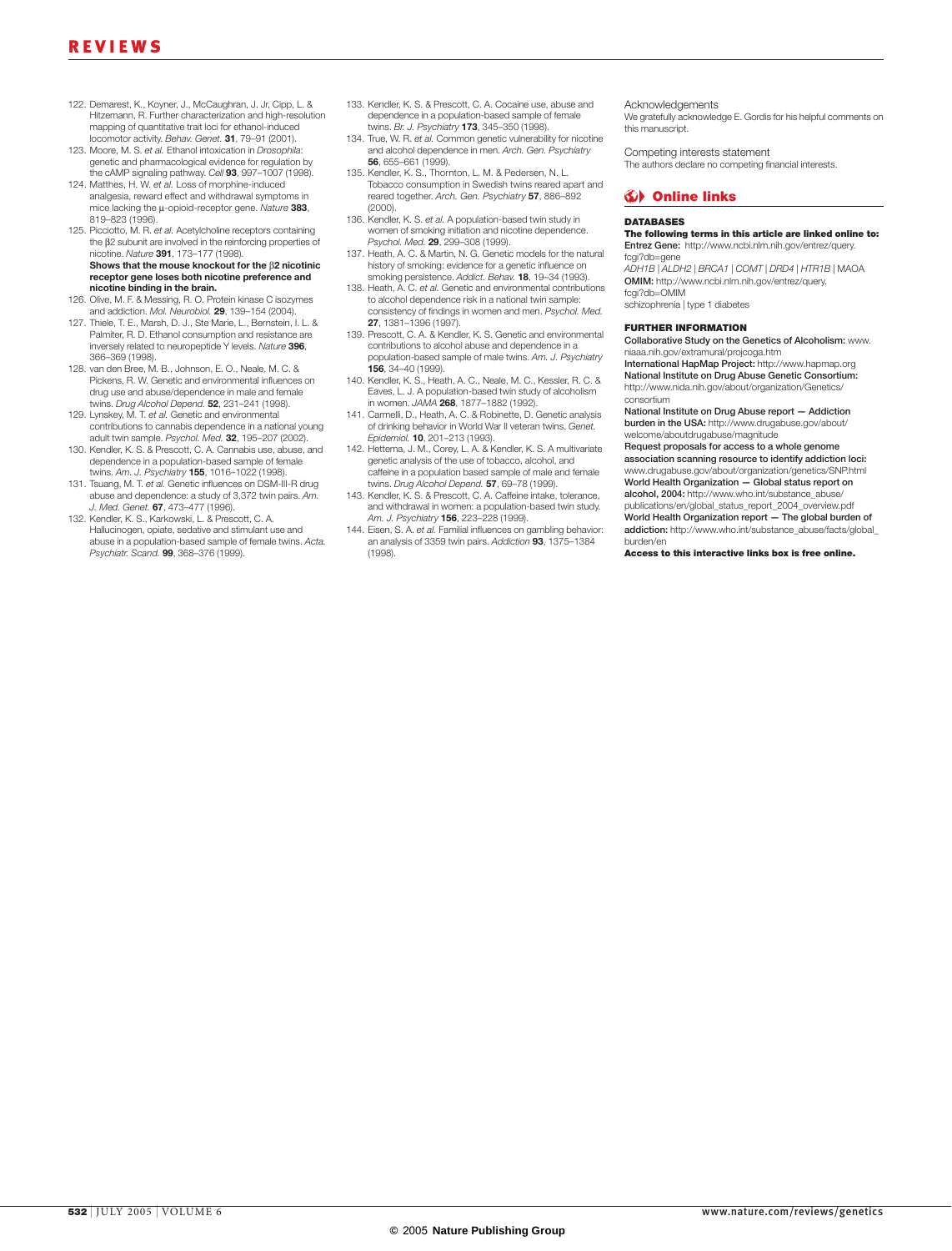122. Demarest, K., Koyner, J., McCaughran, J. Jr, Cipp, L. & Hitzemann, R. Further characterization and high-resolution mapping of quantitative trait loci for ethanol-induced locomotor activity. *Behav. Genet.* **31**, 79–91 (2001).

123. Moore, M. S. *et al.* Ethanol intoxication in *Drosophila*: genetic and pharmacological evidence for regulation by the cAMP signaling pathway. *Cell* **93**, 997–1007 (1998).

124. Matthes, H. W. *et al.* Loss of morphine-induced analgesia, reward effect and withdrawal symptoms in mice lacking the μ-opioid-receptor gene. *Nature* **383**, 819–823 (1996).

125. Picciotto, M. R. *et al.* Acetylcholine receptors containing the β2 subunit are involved in the reinforcing properties of nicotine. *Nature* **391**, 173–177 (1998).
**Shows that the mouse knockout for the β2 nicotinic receptor gene loses both nicotine preference and nicotine binding in the brain.**

126. Olive, M. F. & Messing, R. O. Protein kinase C isozymes and addiction. *Mol. Neurobiol.* **29**, 139–154 (2004).

127. Thiele, T. E., Marsh, D. J., Ste Marie, L., Bernstein, I. L. & Palmiter, R. D. Ethanol consumption and resistance are inversely related to neuropeptide Y levels. *Nature* **396**, 366–369 (1998).

128. van den Bree, M. B., Johnson, E. O., Neale, M. C. & Pickens, R. W. Genetic and environmental influences on drug use and abuse/dependence in male and female twins. *Drug Alcohol Depend.* **52**, 231–241 (1998).

129. Lynskey, M. T. *et al.* Genetic and environmental contributions to cannabis dependence in a national young adult twin sample. *Psychol. Med.* **32**, 195–207 (2002).

130. Kendler, K. S. & Prescott, C. A. Cannabis use, abuse, and dependence in a population-based sample of female twins. *Am. J. Psychiatry* **155**, 1016–1022 (1998).

131. Tsuang, M. T. *et al.* Genetic influences on DSM-III-R drug abuse and dependence: a study of 3,372 twin pairs. *Am. J. Med. Genet.* **67**, 473–477 (1996).

132. Kendler, K. S., Karkowski, L. & Prescott, C. A. Hallucinogen, opiate, sedative and stimulant use and abuse in a population-based sample of female twins. *Acta. Psychiatr. Scand.* **99**, 368–376 (1999).

133. Kendler, K. S. & Prescott, C. A. Cocaine use, abuse and dependence in a population-based sample of female twins. *Br. J. Psychiatry* **173**, 345–350 (1998).

134. True, W. R. *et al.* Common genetic vulnerability for nicotine and alcohol dependence in men. *Arch. Gen. Psychiatry* **56**, 655–661 (1999).

135. Kendler, K. S., Thornton, L. M. & Pedersen, N. L. Tobacco consumption in Swedish twins reared apart and reared together. *Arch. Gen. Psychiatry* **57**, 886–892 (2000).

136. Kendler, K. S. *et al.* A population-based twin study in women of smoking initiation and nicotine dependence. *Psychol. Med.* **29**, 299–308 (1999).

137. Heath, A. C. & Martin, N. G. Genetic models for the natural history of smoking: evidence for a genetic influence on smoking persistence. *Addict. Behav.* **18**, 19–34 (1993).

138. Heath, A. C. *et al.* Genetic and environmental contributions to alcohol dependence risk in a national twin sample: consistency of findings in women and men. *Psychol. Med.* **27**, 1381–1396 (1997).

139. Prescott, C. A. & Kendler, K. S. Genetic and environmental contributions to alcohol abuse and dependence in a population-based sample of male twins. *Am. J. Psychiatry* **156**, 34–40 (1999).

140. Kendler, K. S., Heath, A. C., Neale, M. C., Kessler, R. C. & Eaves, L. J. A population-based twin study of alcoholism in women. *JAMA* **268**, 1877–1882 (1992).

141. Carmelli, D., Heath, A. C. & Robinette, D. Genetic analysis of drinking behavior in World War II veteran twins. *Genet. Epidemiol.* **10**, 201–213 (1993).

142. Hettema, J. M., Corey, L. A. & Kendler, K. S. A multivariate genetic analysis of the use of tobacco, alcohol, and caffeine in a population based sample of male and female twins. *Drug Alcohol Depend.* **57**, 69–78 (1999).

143. Kendler, K. S. & Prescott, C. A. Caffeine intake, tolerance, and withdrawal in women: a population-based twin study. *Am. J. Psychiatry* **156**, 223–228 (1999).

144. Eisen, S. A. *et al.* Familial influences on gambling behavior: an analysis of 3359 twin pairs. *Addiction* **93**, 1375–1384 (1998).

Acknowledgements

We gratefully acknowledge E. Gordis for his helpful comments on this manuscript.

Competing interests statement

The authors declare no competing financial interests.

## Online links

**DATABASES**

**The following terms in this article are linked online to:**

**Entrez Gene:** http://www.ncbi.nlm.nih.gov/entrez/query.fcgi?db=gene

*ADH1B* | *ALDH2* | *BRCA1* | *COMT* | *DRD4* | *HTR1B* | MAOA

**OMIM:** http://www.ncbi.nlm.nih.gov/entrez/query.fcgi?db=OMIM

schizophrenia | type 1 diabetes

**FURTHER INFORMATION**

**Collaborative Study on the Genetics of Alcoholism:** www.niaaa.nih.gov/extramural/projcoga.htm

**International HapMap Project:** http://www.hapmap.org

**National Institute on Drug Abuse Genetic Consortium:** http://www.nida.nih.gov/about/organization/Genetics/consortium

**National Institute on Drug Abuse report — Addiction burden in the USA:** http://www.drugabuse.gov/about/welcome/aboutdrugabuse/magnitude

**Request proposals for access to a whole genome association scanning resource to identify addiction loci:** www.drugabuse.gov/about/organization/genetics/SNP.html

**World Health Organization — Global status report on alcohol, 2004:** http://www.who.int/substance_abuse/publications/en/global_status_report_2004_overview.pdf

**World Health Organization report — The global burden of addiction:** http://www.who.int/substance_abuse/facts/global_burden/en

**Access to this interactive links box is free online.**